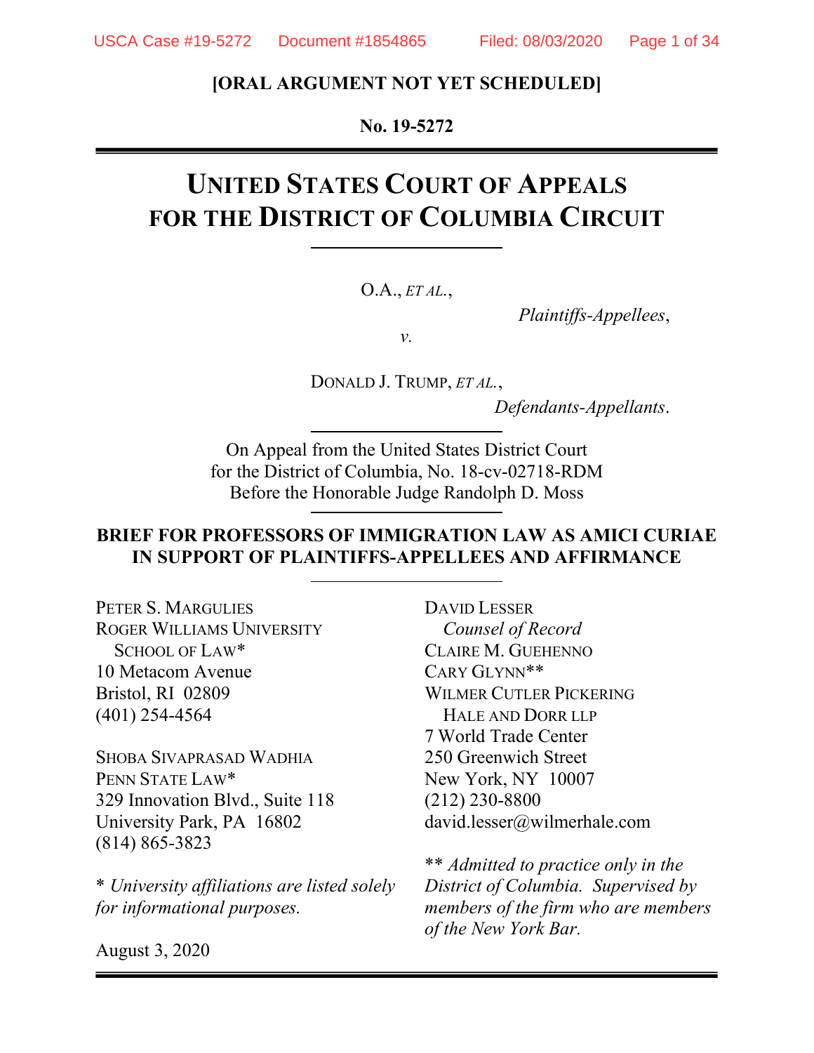**[ORAL ARGUMENT NOT YET SCHEDULED]**

**No. 19-5272**

# UNITED STATES COURT OF APPEALS FOR THE DISTRICT OF COLUMBIA CIRCUIT

O.A., *ET AL.*,

*Plaintiffs-Appellees*,

*v.*

DONALD J. TRUMP, *ET AL.*,

*Defendants-Appellants*.

On Appeal from the United States District Court for the District of Columbia, No. 18-cv-02718-RDM Before the Honorable Judge Randolph D. Moss

**BRIEF FOR PROFESSORS OF IMMIGRATION LAW AS AMICI CURIAE IN SUPPORT OF PLAINTIFFS-APPELLEES AND AFFIRMANCE**

PETER S. MARGULIES
ROGER WILLIAMS UNIVERSITY SCHOOL OF LAW*
10 Metacom Avenue
Bristol, RI 02809
(401) 254-4564

SHOBA SIVAPRASAD WADHIA
PENN STATE LAW*
329 Innovation Blvd., Suite 118
University Park, PA 16802
(814) 865-3823

\* *University affiliations are listed solely for informational purposes.*

DAVID LESSER
*Counsel of Record*
CLAIRE M. GUEHENNO
CARY GLYNN**
WILMER CUTLER PICKERING HALE AND DORR LLP
7 World Trade Center
250 Greenwich Street
New York, NY 10007
(212) 230-8800
david.lesser@wilmerhale.com

\*\* *Admitted to practice only in the District of Columbia. Supervised by members of the firm who are members of the New York Bar.*

August 3, 2020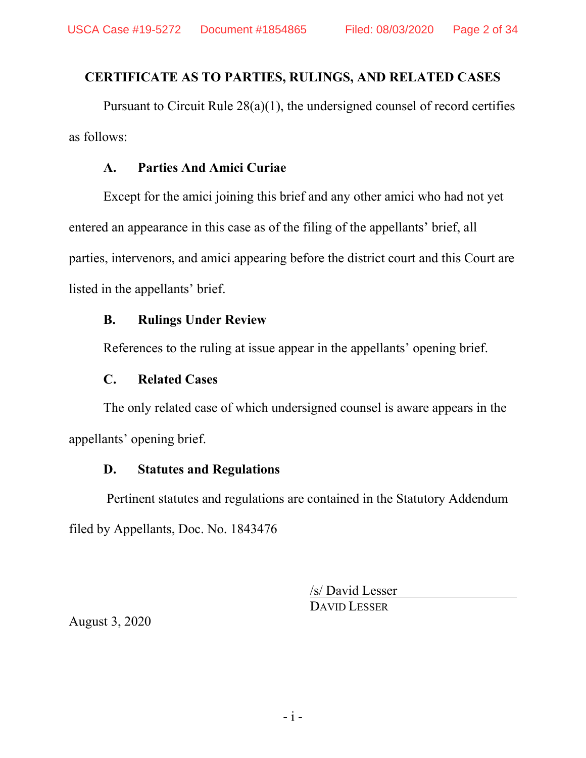## CERTIFICATE AS TO PARTIES, RULINGS, AND RELATED CASES

Pursuant to Circuit Rule 28(a)(1), the undersigned counsel of record certifies as follows:

### A. Parties And Amici Curiae

Except for the amici joining this brief and any other amici who had not yet entered an appearance in this case as of the filing of the appellants' brief, all parties, intervenors, and amici appearing before the district court and this Court are listed in the appellants' brief.

### B. Rulings Under Review

References to the ruling at issue appear in the appellants' opening brief.

### C. Related Cases

The only related case of which undersigned counsel is aware appears in the appellants' opening brief.

### D. Statutes and Regulations

Pertinent statutes and regulations are contained in the Statutory Addendum filed by Appellants, Doc. No. 1843476

/s/ David Lesser
DAVID LESSER

August 3, 2020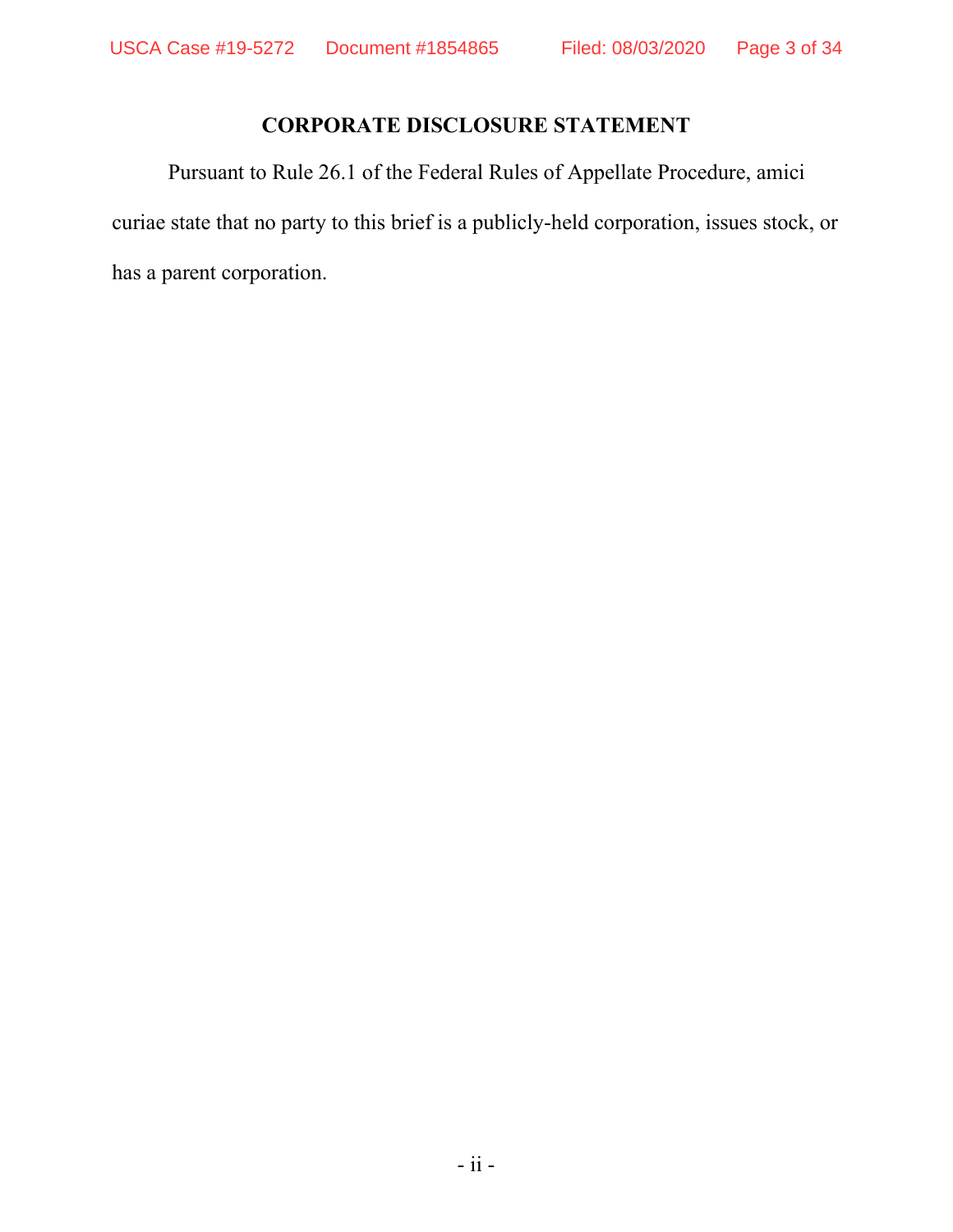## CORPORATE DISCLOSURE STATEMENT

Pursuant to Rule 26.1 of the Federal Rules of Appellate Procedure, amici curiae state that no party to this brief is a publicly-held corporation, issues stock, or has a parent corporation.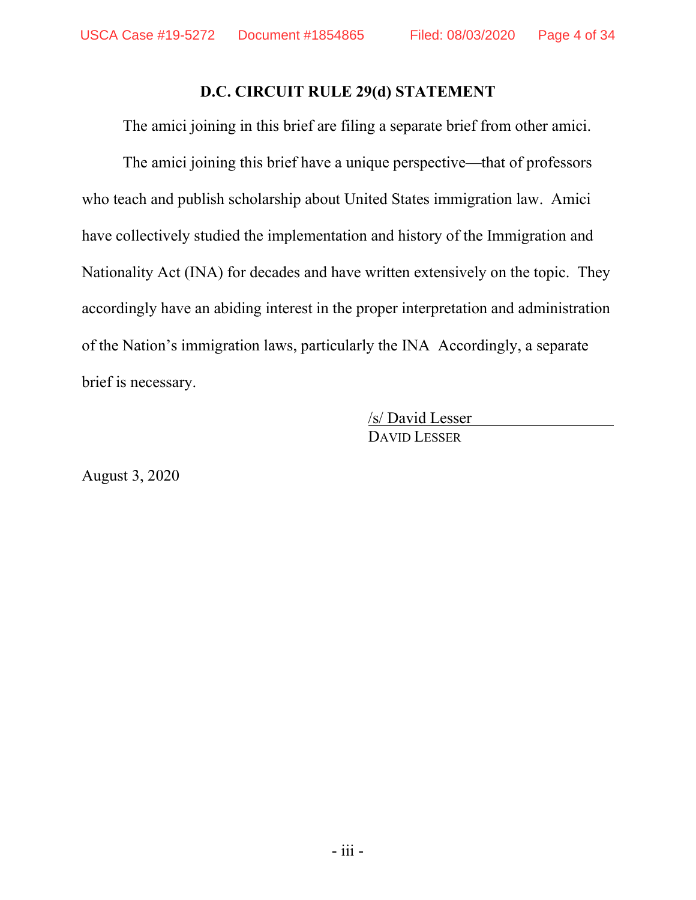## D.C. CIRCUIT RULE 29(d) STATEMENT

The amici joining in this brief are filing a separate brief from other amici.

The amici joining this brief have a unique perspective—that of professors who teach and publish scholarship about United States immigration law. Amici have collectively studied the implementation and history of the Immigration and Nationality Act (INA) for decades and have written extensively on the topic. They accordingly have an abiding interest in the proper interpretation and administration of the Nation's immigration laws, particularly the INA Accordingly, a separate brief is necessary.

/s/ David Lesser
DAVID LESSER

August 3, 2020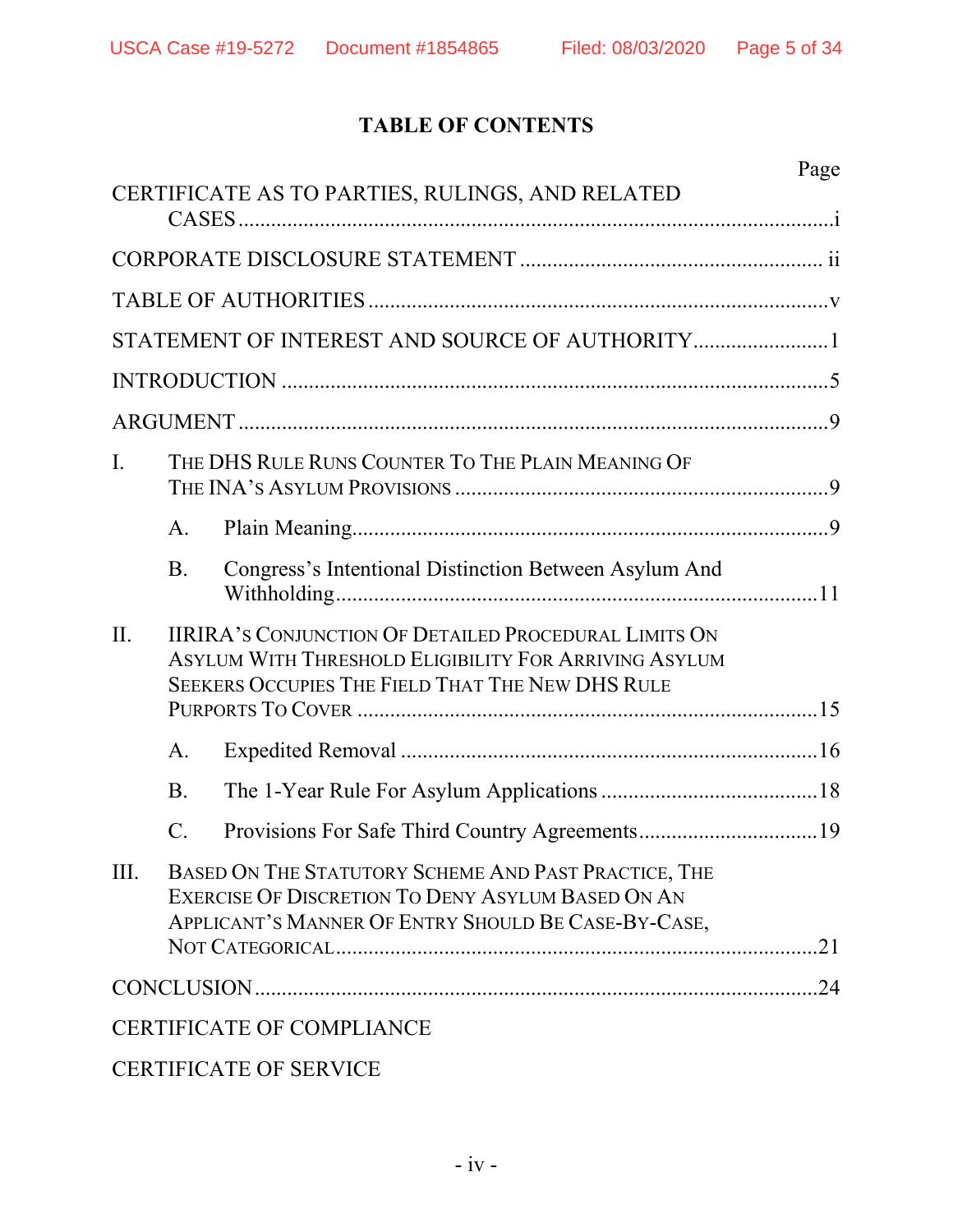# TABLE OF CONTENTS

| | Page |
|---|---|
| CERTIFICATE AS TO PARTIES, RULINGS, AND RELATED CASES | i |
| CORPORATE DISCLOSURE STATEMENT | ii |
| TABLE OF AUTHORITIES | v |
| STATEMENT OF INTEREST AND SOURCE OF AUTHORITY | 1 |
| INTRODUCTION | 5 |
| ARGUMENT | 9 |
| I. THE DHS RULE RUNS COUNTER TO THE PLAIN MEANING OF THE INA'S ASYLUM PROVISIONS | 9 |
| A. Plain Meaning | 9 |
| B. Congress's Intentional Distinction Between Asylum And Withholding | 11 |
| II. IIRIRA'S CONJUNCTION OF DETAILED PROCEDURAL LIMITS ON ASYLUM WITH THRESHOLD ELIGIBILITY FOR ARRIVING ASYLUM SEEKERS OCCUPIES THE FIELD THAT THE NEW DHS RULE PURPORTS TO COVER | 15 |
| A. Expedited Removal | 16 |
| B. The 1-Year Rule For Asylum Applications | 18 |
| C. Provisions For Safe Third Country Agreements | 19 |
| III. BASED ON THE STATUTORY SCHEME AND PAST PRACTICE, THE EXERCISE OF DISCRETION TO DENY ASYLUM BASED ON AN APPLICANT'S MANNER OF ENTRY SHOULD BE CASE-BY-CASE, NOT CATEGORICAL | 21 |
| CONCLUSION | 24 |
| CERTIFICATE OF COMPLIANCE | |
| CERTIFICATE OF SERVICE | |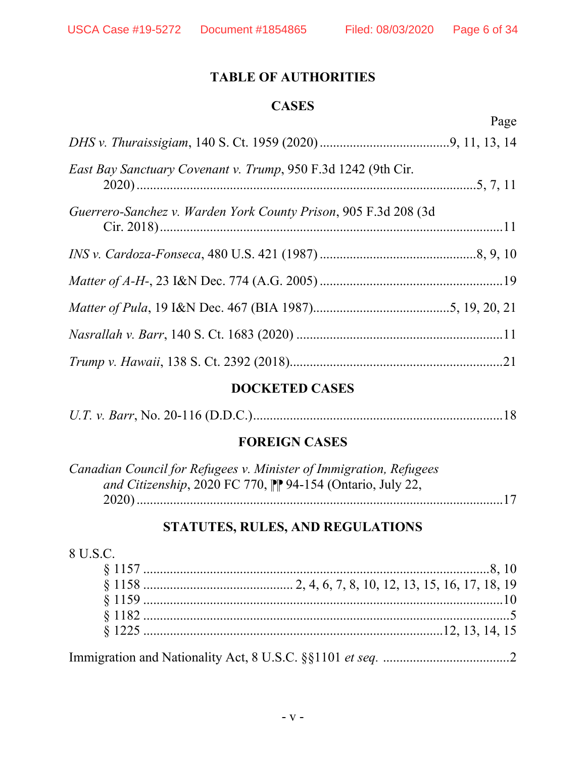# TABLE OF AUTHORITIES

## CASES

Page

*DHS v. Thuraissigiam*, 140 S. Ct. 1959 (2020) .......................................9, 11, 13, 14

*East Bay Sanctuary Covenant v. Trump*, 950 F.3d 1242 (9th Cir. 2020) ........................................................................................................5, 7, 11

*Guerrero-Sanchez v. Warden York County Prison*, 905 F.3d 208 (3d Cir. 2018) ........................................................................................................11

*INS v. Cardoza-Fonseca*, 480 U.S. 421 (1987) ..............................................8, 9, 10

*Matter of A-H-*, 23 I&N Dec. 774 (A.G. 2005) .......................................................19

*Matter of Pula*, 19 I&N Dec. 467 (BIA 1987).........................................5, 19, 20, 21

*Nasrallah v. Barr*, 140 S. Ct. 1683 (2020) ..............................................................11

*Trump v. Hawaii*, 138 S. Ct. 2392 (2018)................................................................21

## DOCKETED CASES

*U.T. v. Barr*, No. 20-116 (D.D.C.)..........................................................................18

## FOREIGN CASES

*Canadian Council for Refugees v. Minister of Immigration, Refugees and Citizenship*, 2020 FC 770, ¶¶ 94-154 (Ontario, July 22, 2020) ..............................................................................................................17

## STATUTES, RULES, AND REGULATIONS

8 U.S.C.

§ 1157 .........................................................................................................8, 10
§ 1158 ............................................ 2, 4, 6, 7, 8, 10, 12, 13, 15, 16, 17, 18, 19
§ 1159 ...........................................................................................................10
§ 1182 .............................................................................................................5
§ 1225 .........................................................................................12, 13, 14, 15

Immigration and Nationality Act, 8 U.S.C. §§1101 *et seq.* .....................................2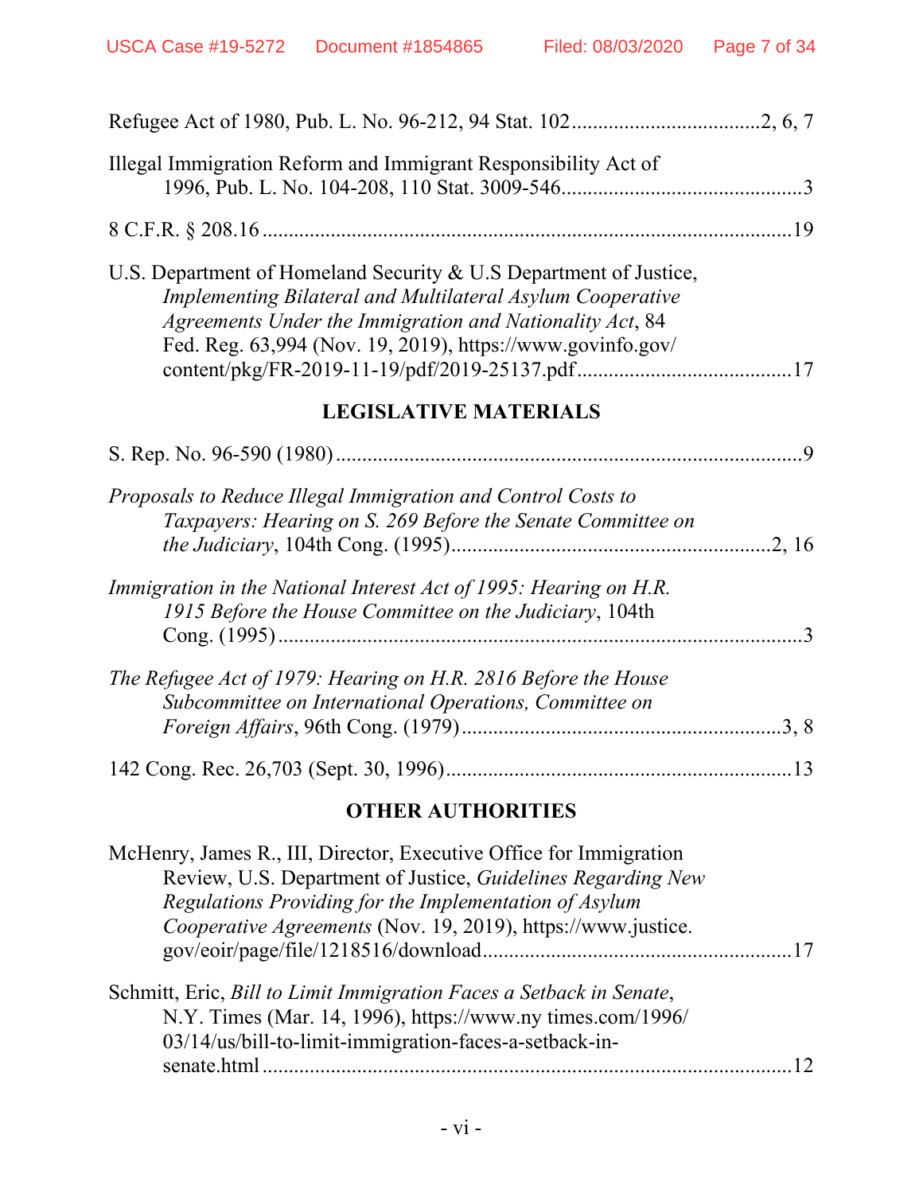Refugee Act of 1980, Pub. L. No. 96-212, 94 Stat. 102....................................2, 6, 7

Illegal Immigration Reform and Immigrant Responsibility Act of 1996, Pub. L. No. 104-208, 110 Stat. 3009-546..............................................3

8 C.F.R. § 208.16......................................................................................................19

U.S. Department of Homeland Security & U.S Department of Justice, *Implementing Bilateral and Multilateral Asylum Cooperative Agreements Under the Immigration and Nationality Act*, 84 Fed. Reg. 63,994 (Nov. 19, 2019), https://www.govinfo.gov/content/pkg/FR-2019-11-19/pdf/2019-25137.pdf.........................................17

## LEGISLATIVE MATERIALS

S. Rep. No. 96-590 (1980)........................................................................................9

*Proposals to Reduce Illegal Immigration and Control Costs to Taxpayers: Hearing on S. 269 Before the Senate Committee on the Judiciary*, 104th Cong. (1995)............................................................2, 16

*Immigration in the National Interest Act of 1995: Hearing on H.R. 1915 Before the House Committee on the Judiciary*, 104th Cong. (1995)....................................................................................................3

*The Refugee Act of 1979: Hearing on H.R. 2816 Before the House Subcommittee on International Operations, Committee on Foreign Affairs*, 96th Cong. (1979).............................................................3, 8

142 Cong. Rec. 26,703 (Sept. 30, 1996).................................................................13

## OTHER AUTHORITIES

McHenry, James R., III, Director, Executive Office for Immigration Review, U.S. Department of Justice, *Guidelines Regarding New Regulations Providing for the Implementation of Asylum Cooperative Agreements* (Nov. 19, 2019), https://www.justice.gov/eoir/page/file/1218516/download..........................................................17

Schmitt, Eric, *Bill to Limit Immigration Faces a Setback in Senate*, N.Y. Times (Mar. 14, 1996), https://www.ny times.com/1996/03/14/us/bill-to-limit-immigration-faces-a-setback-in-senate.html.....................................................................................................12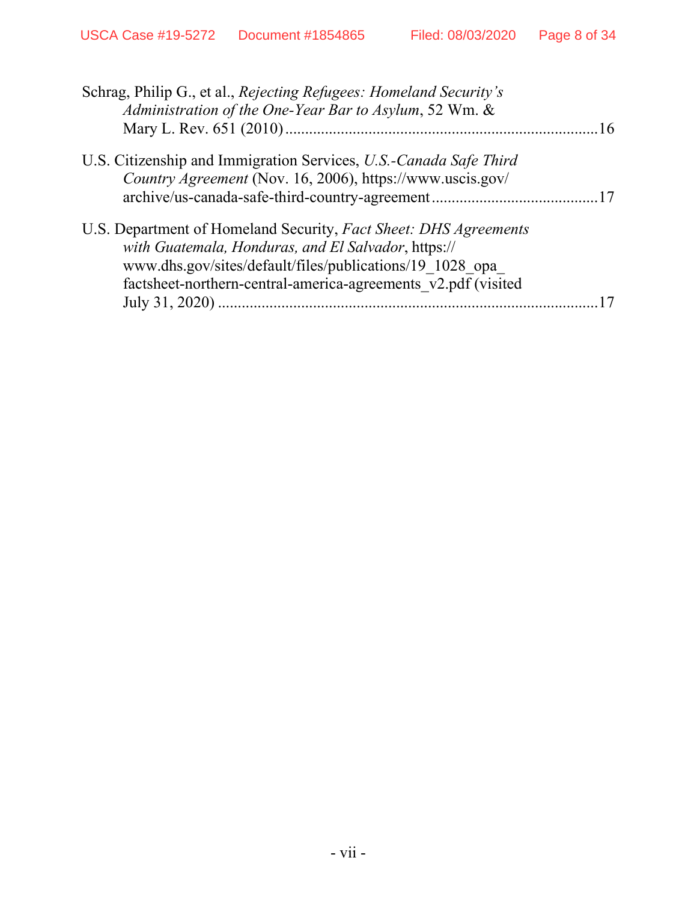Schrag, Philip G., et al., *Rejecting Refugees: Homeland Security's Administration of the One-Year Bar to Asylum*, 52 Wm. & Mary L. Rev. 651 (2010) .............................................................................16

U.S. Citizenship and Immigration Services, *U.S.-Canada Safe Third Country Agreement* (Nov. 16, 2006), https://www.uscis.gov/archive/us-canada-safe-third-country-agreement ..........................................17

U.S. Department of Homeland Security, *Fact Sheet: DHS Agreements with Guatemala, Honduras, and El Salvador*, https://www.dhs.gov/sites/default/files/publications/19_1028_opa_factsheet-northern-central-america-agreements_v2.pdf (visited July 31, 2020) ................................................................................17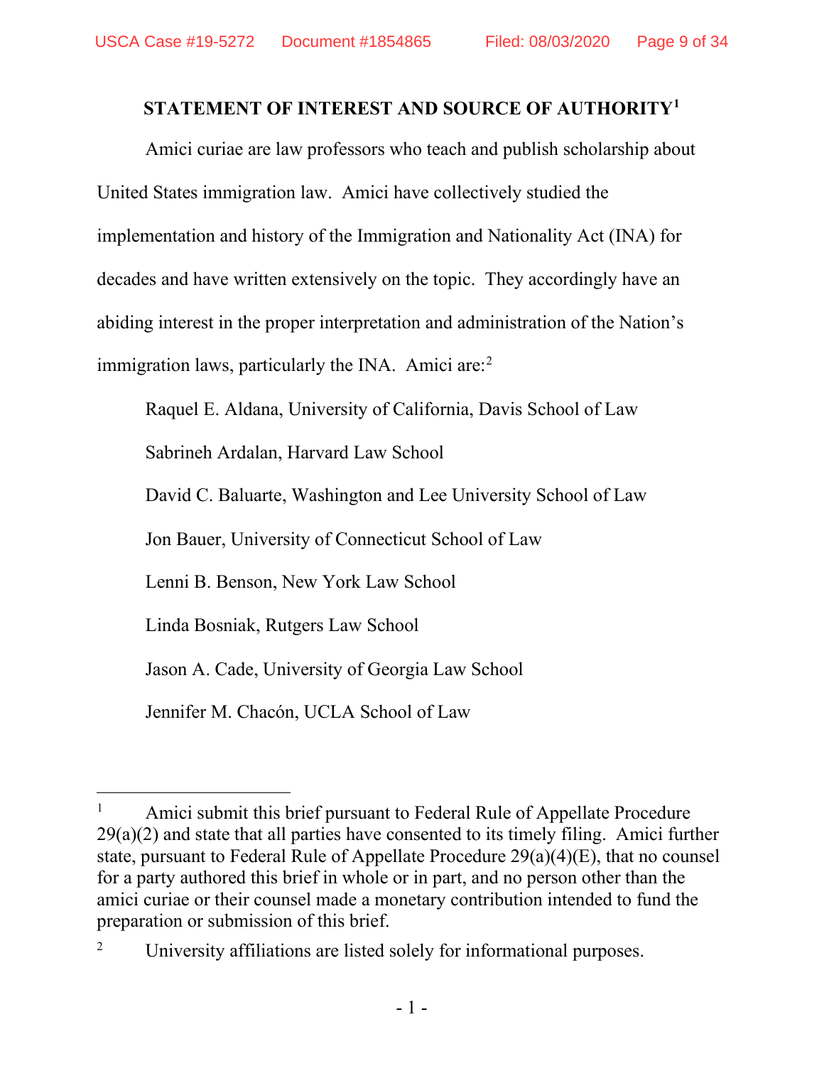## STATEMENT OF INTEREST AND SOURCE OF AUTHORITY[1]

Amici curiae are law professors who teach and publish scholarship about United States immigration law. Amici have collectively studied the implementation and history of the Immigration and Nationality Act (INA) for decades and have written extensively on the topic. They accordingly have an abiding interest in the proper interpretation and administration of the Nation's immigration laws, particularly the INA. Amici are:[2]

Raquel E. Aldana, University of California, Davis School of Law

Sabrineh Ardalan, Harvard Law School

David C. Baluarte, Washington and Lee University School of Law

Jon Bauer, University of Connecticut School of Law

Lenni B. Benson, New York Law School

Linda Bosniak, Rutgers Law School

Jason A. Cade, University of Georgia Law School

Jennifer M. Chacón, UCLA School of Law

---

[1] Amici submit this brief pursuant to Federal Rule of Appellate Procedure 29(a)(2) and state that all parties have consented to its timely filing. Amici further state, pursuant to Federal Rule of Appellate Procedure 29(a)(4)(E), that no counsel for a party authored this brief in whole or in part, and no person other than the amici curiae or their counsel made a monetary contribution intended to fund the preparation or submission of this brief.

[2] University affiliations are listed solely for informational purposes.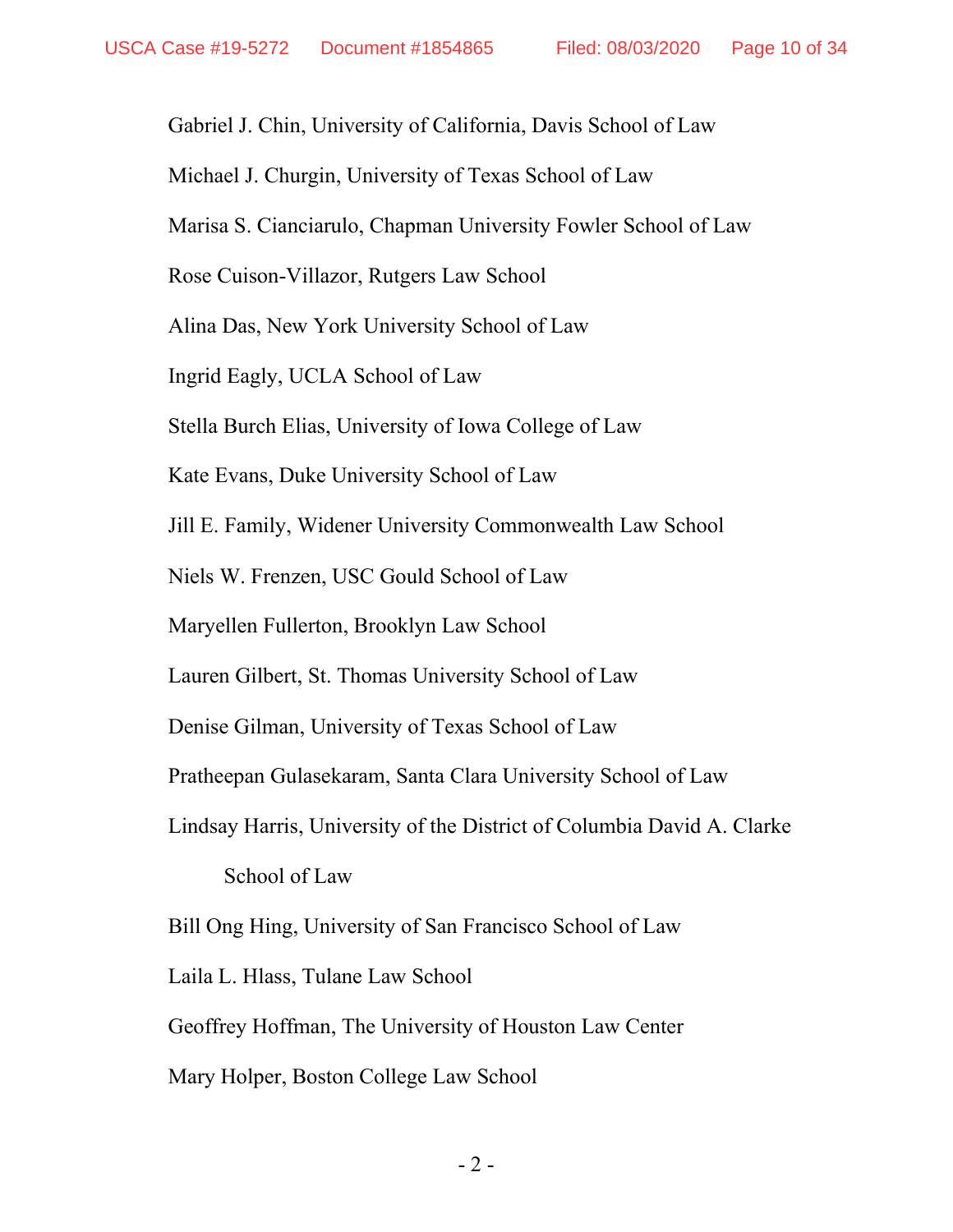Gabriel J. Chin, University of California, Davis School of Law

Michael J. Churgin, University of Texas School of Law

Marisa S. Cianciarulo, Chapman University Fowler School of Law

Rose Cuison-Villazor, Rutgers Law School

Alina Das, New York University School of Law

Ingrid Eagly, UCLA School of Law

Stella Burch Elias, University of Iowa College of Law

Kate Evans, Duke University School of Law

Jill E. Family, Widener University Commonwealth Law School

Niels W. Frenzen, USC Gould School of Law

Maryellen Fullerton, Brooklyn Law School

Lauren Gilbert, St. Thomas University School of Law

Denise Gilman, University of Texas School of Law

Pratheepan Gulasekaram, Santa Clara University School of Law

Lindsay Harris, University of the District of Columbia David A. Clarke School of Law

Bill Ong Hing, University of San Francisco School of Law

Laila L. Hlass, Tulane Law School

Geoffrey Hoffman, The University of Houston Law Center

Mary Holper, Boston College Law School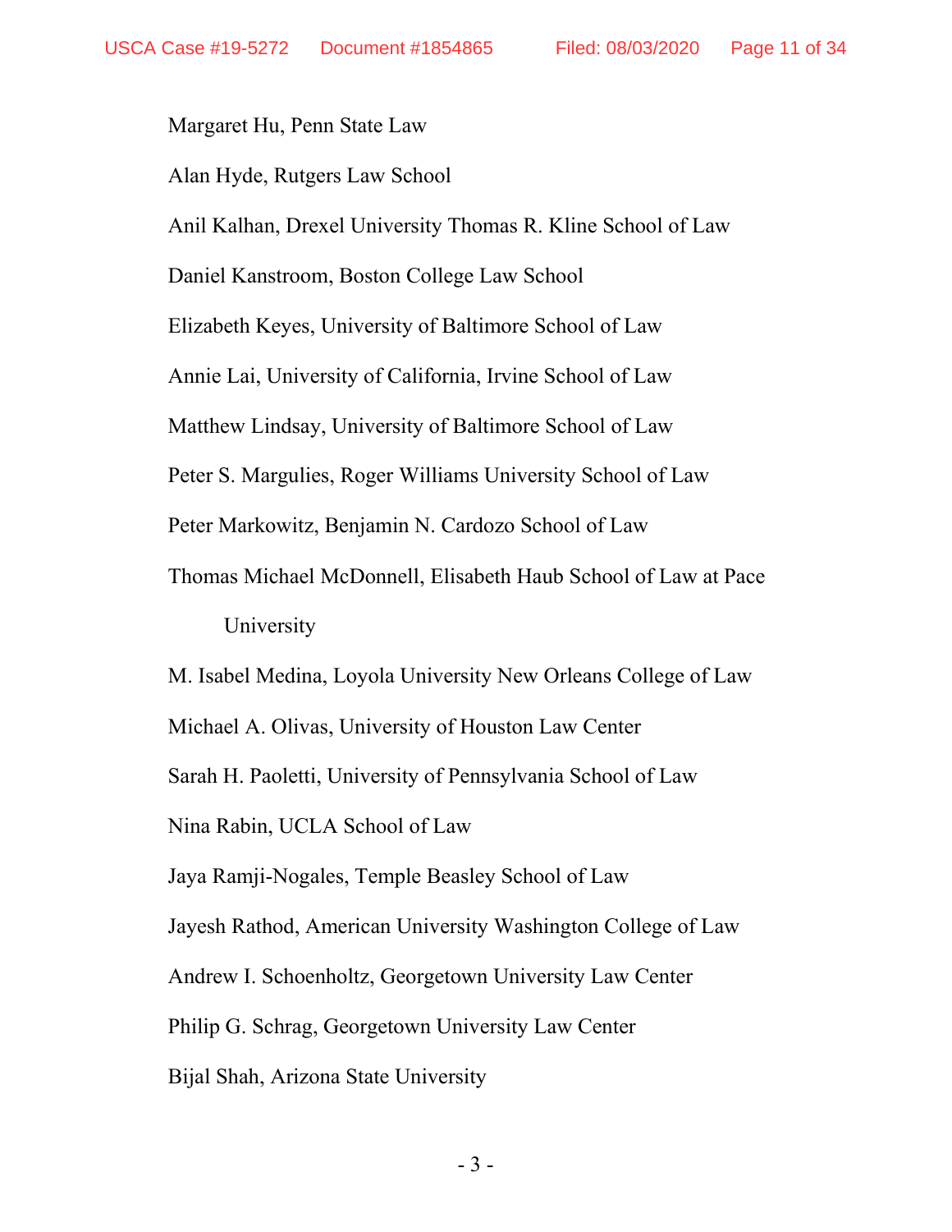Margaret Hu, Penn State Law

Alan Hyde, Rutgers Law School

Anil Kalhan, Drexel University Thomas R. Kline School of Law

Daniel Kanstroom, Boston College Law School

Elizabeth Keyes, University of Baltimore School of Law

Annie Lai, University of California, Irvine School of Law

Matthew Lindsay, University of Baltimore School of Law

Peter S. Margulies, Roger Williams University School of Law

Peter Markowitz, Benjamin N. Cardozo School of Law

Thomas Michael McDonnell, Elisabeth Haub School of Law at Pace University

M. Isabel Medina, Loyola University New Orleans College of Law

Michael A. Olivas, University of Houston Law Center

Sarah H. Paoletti, University of Pennsylvania School of Law

Nina Rabin, UCLA School of Law

Jaya Ramji-Nogales, Temple Beasley School of Law

Jayesh Rathod, American University Washington College of Law

Andrew I. Schoenholtz, Georgetown University Law Center

Philip G. Schrag, Georgetown University Law Center

Bijal Shah, Arizona State University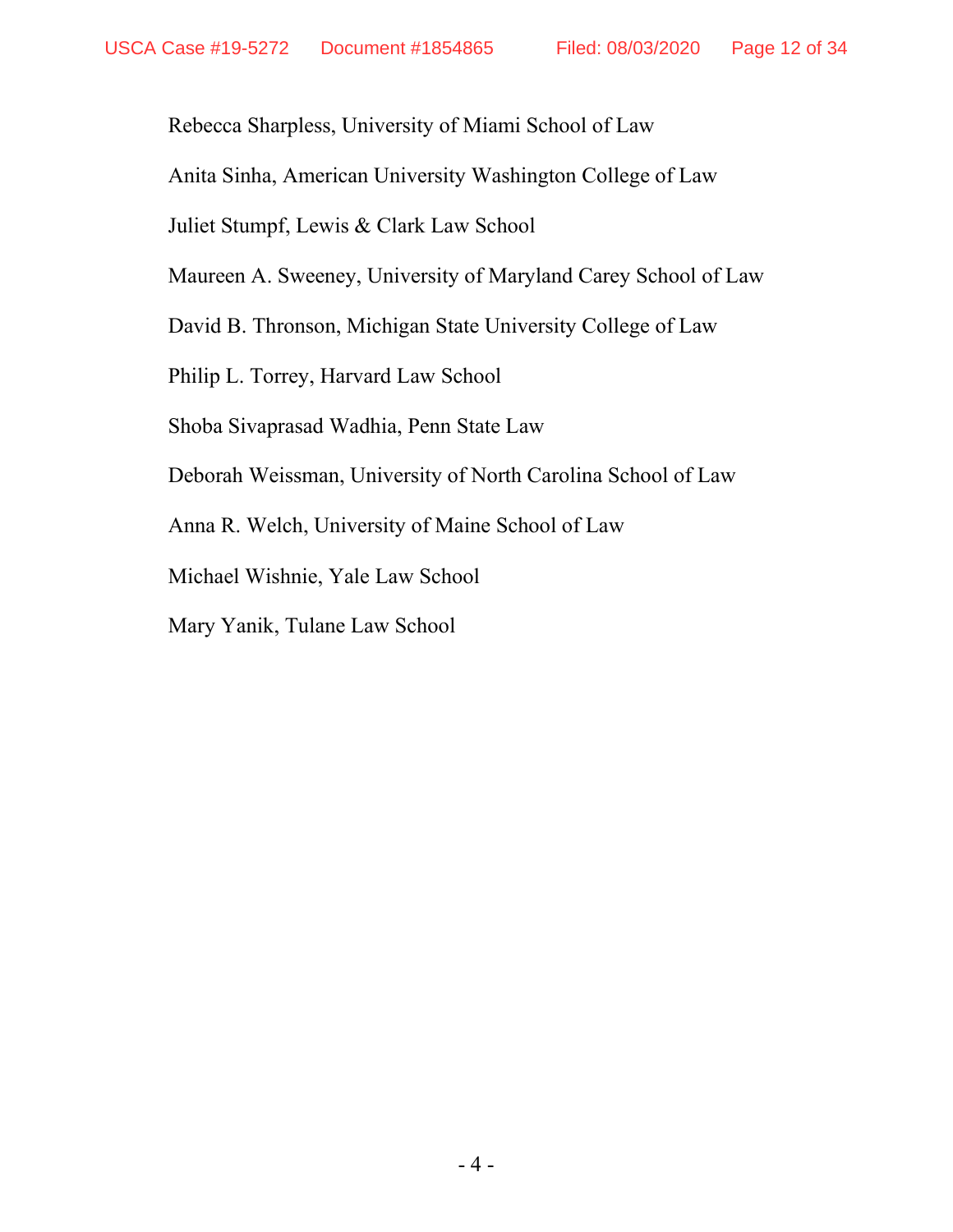Rebecca Sharpless, University of Miami School of Law

Anita Sinha, American University Washington College of Law

Juliet Stumpf, Lewis & Clark Law School

Maureen A. Sweeney, University of Maryland Carey School of Law

David B. Thronson, Michigan State University College of Law

Philip L. Torrey, Harvard Law School

Shoba Sivaprasad Wadhia, Penn State Law

Deborah Weissman, University of North Carolina School of Law

Anna R. Welch, University of Maine School of Law

Michael Wishnie, Yale Law School

Mary Yanik, Tulane Law School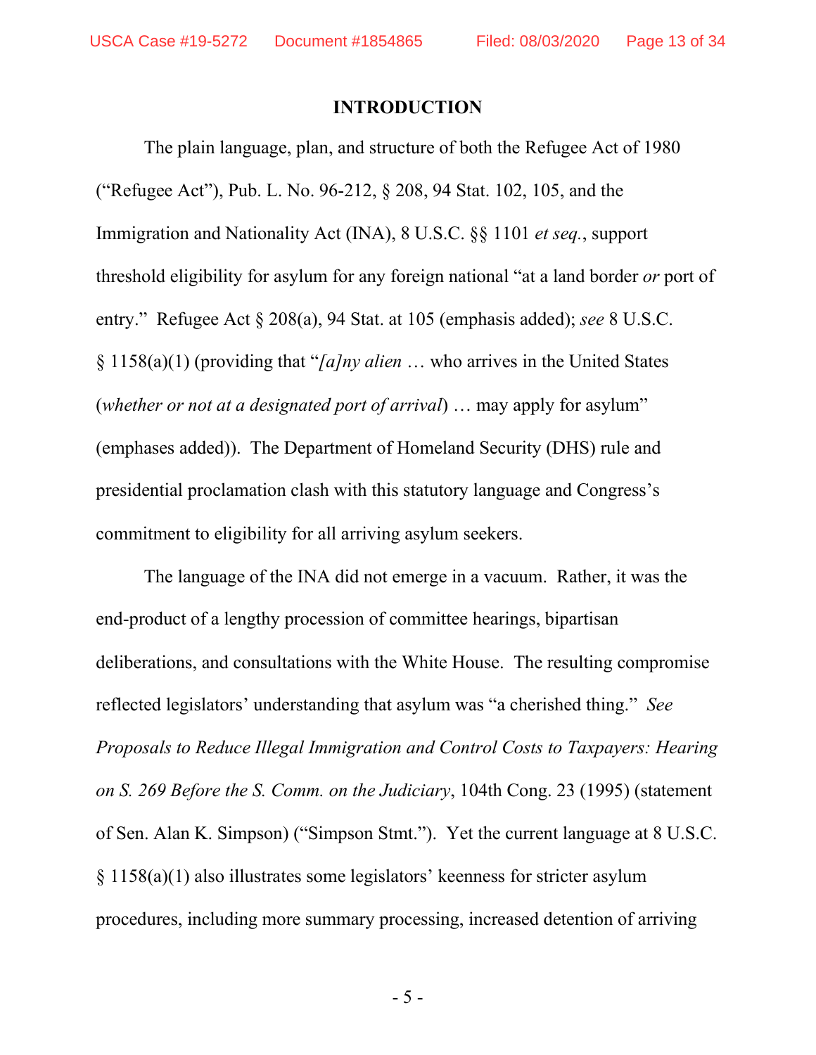## INTRODUCTION

The plain language, plan, and structure of both the Refugee Act of 1980 ("Refugee Act"), Pub. L. No. 96-212, § 208, 94 Stat. 102, 105, and the Immigration and Nationality Act (INA), 8 U.S.C. §§ 1101 *et seq.*, support threshold eligibility for asylum for any foreign national "at a land border *or* port of entry." Refugee Act § 208(a), 94 Stat. at 105 (emphasis added); *see* 8 U.S.C. § 1158(a)(1) (providing that "*[a]ny alien* … who arrives in the United States (*whether or not at a designated port of arrival*) … may apply for asylum" (emphases added)). The Department of Homeland Security (DHS) rule and presidential proclamation clash with this statutory language and Congress's commitment to eligibility for all arriving asylum seekers.

The language of the INA did not emerge in a vacuum. Rather, it was the end-product of a lengthy procession of committee hearings, bipartisan deliberations, and consultations with the White House. The resulting compromise reflected legislators' understanding that asylum was "a cherished thing." *See Proposals to Reduce Illegal Immigration and Control Costs to Taxpayers: Hearing on S. 269 Before the S. Comm. on the Judiciary*, 104th Cong. 23 (1995) (statement of Sen. Alan K. Simpson) ("Simpson Stmt."). Yet the current language at 8 U.S.C. § 1158(a)(1) also illustrates some legislators' keenness for stricter asylum procedures, including more summary processing, increased detention of arriving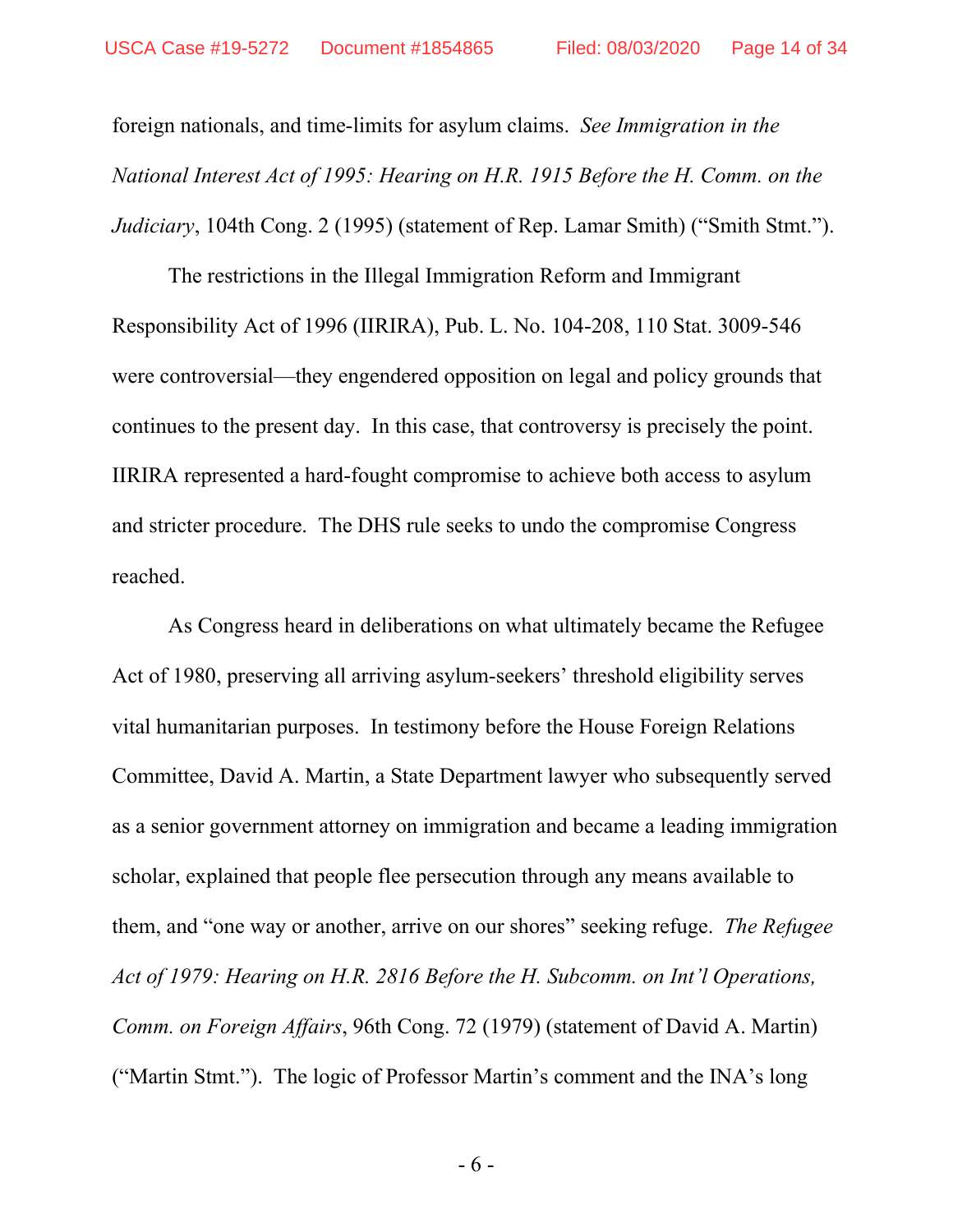foreign nationals, and time-limits for asylum claims. *See Immigration in the National Interest Act of 1995: Hearing on H.R. 1915 Before the H. Comm. on the Judiciary*, 104th Cong. 2 (1995) (statement of Rep. Lamar Smith) ("Smith Stmt.").

The restrictions in the Illegal Immigration Reform and Immigrant Responsibility Act of 1996 (IIRIRA), Pub. L. No. 104-208, 110 Stat. 3009-546 were controversial—they engendered opposition on legal and policy grounds that continues to the present day. In this case, that controversy is precisely the point. IIRIRA represented a hard-fought compromise to achieve both access to asylum and stricter procedure. The DHS rule seeks to undo the compromise Congress reached.

As Congress heard in deliberations on what ultimately became the Refugee Act of 1980, preserving all arriving asylum-seekers' threshold eligibility serves vital humanitarian purposes. In testimony before the House Foreign Relations Committee, David A. Martin, a State Department lawyer who subsequently served as a senior government attorney on immigration and became a leading immigration scholar, explained that people flee persecution through any means available to them, and "one way or another, arrive on our shores" seeking refuge. *The Refugee Act of 1979: Hearing on H.R. 2816 Before the H. Subcomm. on Int'l Operations, Comm. on Foreign Affairs*, 96th Cong. 72 (1979) (statement of David A. Martin) ("Martin Stmt."). The logic of Professor Martin's comment and the INA's long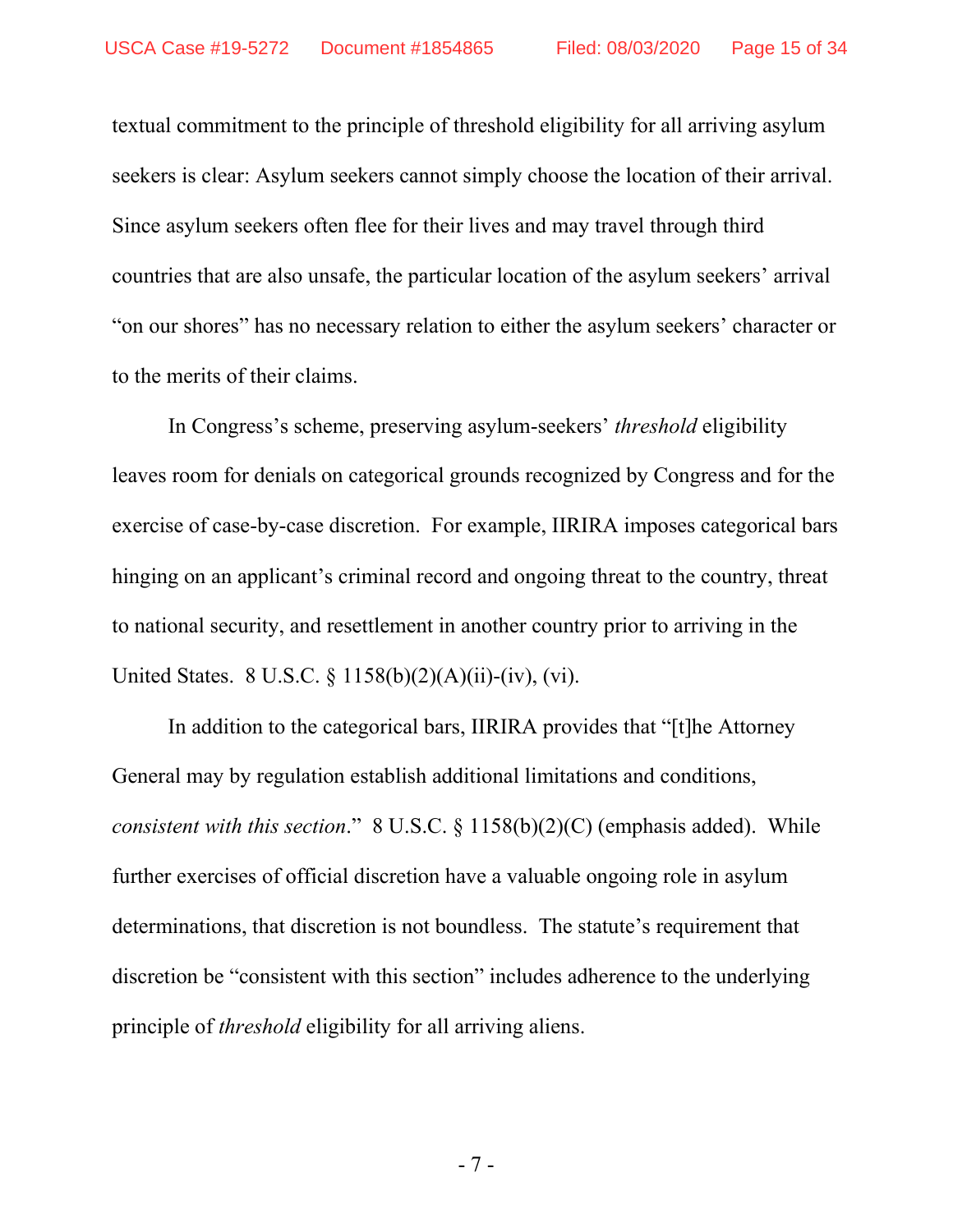textual commitment to the principle of threshold eligibility for all arriving asylum seekers is clear: Asylum seekers cannot simply choose the location of their arrival. Since asylum seekers often flee for their lives and may travel through third countries that are also unsafe, the particular location of the asylum seekers' arrival "on our shores" has no necessary relation to either the asylum seekers' character or to the merits of their claims.

In Congress's scheme, preserving asylum-seekers' *threshold* eligibility leaves room for denials on categorical grounds recognized by Congress and for the exercise of case-by-case discretion. For example, IIRIRA imposes categorical bars hinging on an applicant's criminal record and ongoing threat to the country, threat to national security, and resettlement in another country prior to arriving in the United States. 8 U.S.C. § 1158(b)(2)(A)(ii)-(iv), (vi).

In addition to the categorical bars, IIRIRA provides that "[t]he Attorney General may by regulation establish additional limitations and conditions, *consistent with this section*." 8 U.S.C. § 1158(b)(2)(C) (emphasis added). While further exercises of official discretion have a valuable ongoing role in asylum determinations, that discretion is not boundless. The statute's requirement that discretion be "consistent with this section" includes adherence to the underlying principle of *threshold* eligibility for all arriving aliens.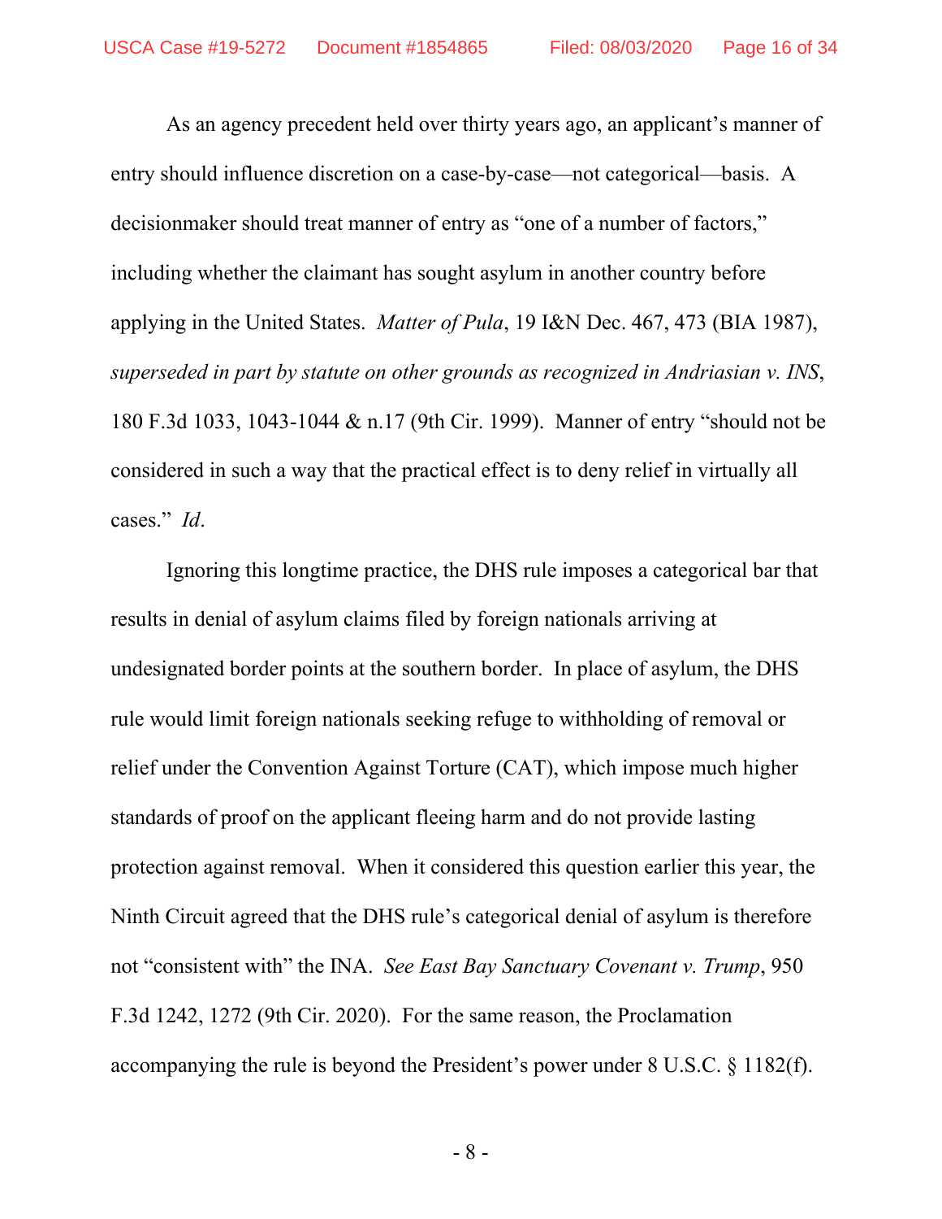As an agency precedent held over thirty years ago, an applicant's manner of entry should influence discretion on a case-by-case—not categorical—basis. A decisionmaker should treat manner of entry as "one of a number of factors," including whether the claimant has sought asylum in another country before applying in the United States. *Matter of Pula*, 19 I&N Dec. 467, 473 (BIA 1987), *superseded in part by statute on other grounds as recognized in Andriasian v. INS*, 180 F.3d 1033, 1043-1044 & n.17 (9th Cir. 1999). Manner of entry "should not be considered in such a way that the practical effect is to deny relief in virtually all cases." *Id*.

Ignoring this longtime practice, the DHS rule imposes a categorical bar that results in denial of asylum claims filed by foreign nationals arriving at undesignated border points at the southern border. In place of asylum, the DHS rule would limit foreign nationals seeking refuge to withholding of removal or relief under the Convention Against Torture (CAT), which impose much higher standards of proof on the applicant fleeing harm and do not provide lasting protection against removal. When it considered this question earlier this year, the Ninth Circuit agreed that the DHS rule's categorical denial of asylum is therefore not "consistent with" the INA. *See East Bay Sanctuary Covenant v. Trump*, 950 F.3d 1242, 1272 (9th Cir. 2020). For the same reason, the Proclamation accompanying the rule is beyond the President's power under 8 U.S.C. § 1182(f).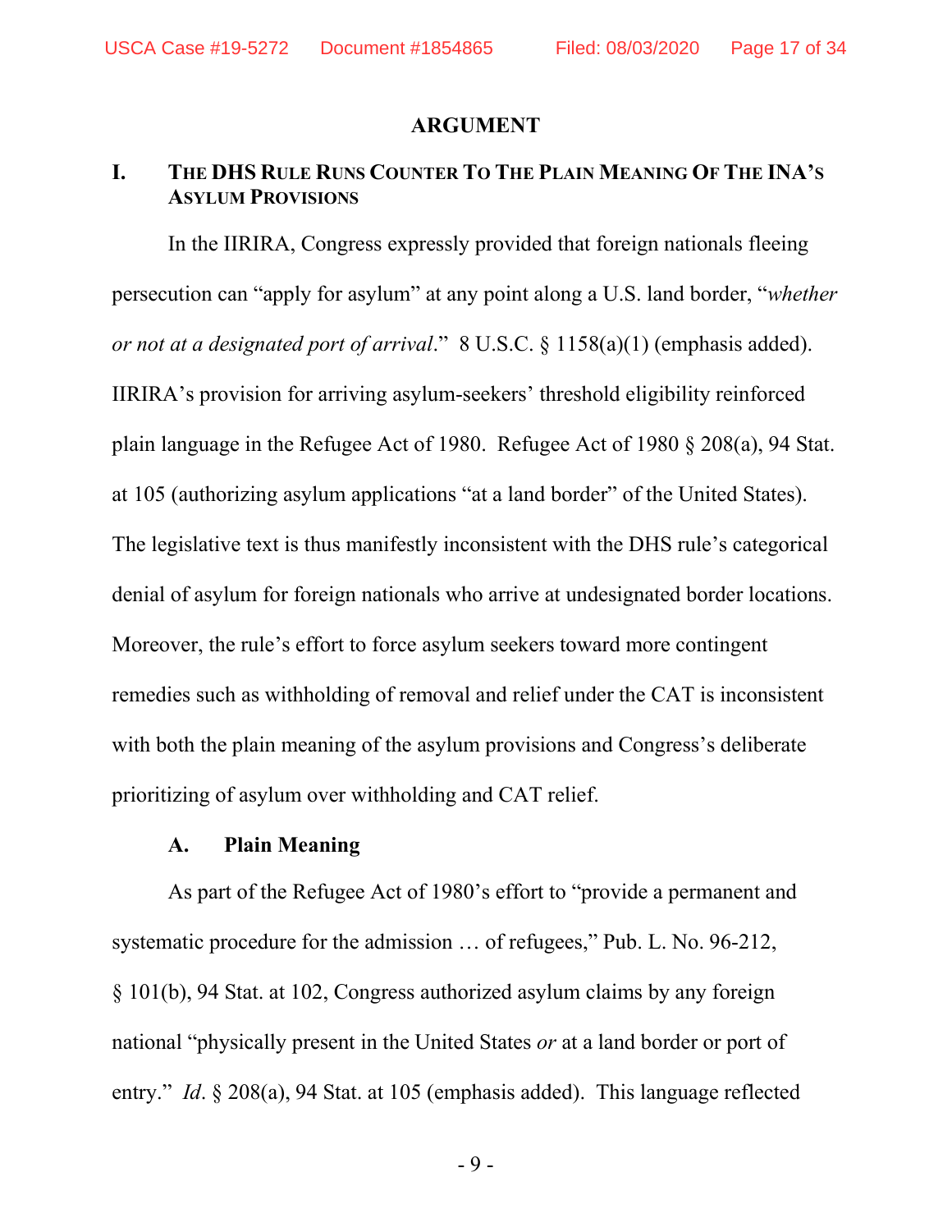## ARGUMENT

### I. THE DHS RULE RUNS COUNTER TO THE PLAIN MEANING OF THE INA'S ASYLUM PROVISIONS

In the IIRIRA, Congress expressly provided that foreign nationals fleeing persecution can "apply for asylum" at any point along a U.S. land border, "*whether or not at a designated port of arrival*." 8 U.S.C. § 1158(a)(1) (emphasis added). IIRIRA's provision for arriving asylum-seekers' threshold eligibility reinforced plain language in the Refugee Act of 1980. Refugee Act of 1980 § 208(a), 94 Stat. at 105 (authorizing asylum applications "at a land border" of the United States). The legislative text is thus manifestly inconsistent with the DHS rule's categorical denial of asylum for foreign nationals who arrive at undesignated border locations. Moreover, the rule's effort to force asylum seekers toward more contingent remedies such as withholding of removal and relief under the CAT is inconsistent with both the plain meaning of the asylum provisions and Congress's deliberate prioritizing of asylum over withholding and CAT relief.

#### A. Plain Meaning

As part of the Refugee Act of 1980's effort to "provide a permanent and systematic procedure for the admission … of refugees," Pub. L. No. 96-212, § 101(b), 94 Stat. at 102, Congress authorized asylum claims by any foreign national "physically present in the United States *or* at a land border or port of entry." *Id*. § 208(a), 94 Stat. at 105 (emphasis added). This language reflected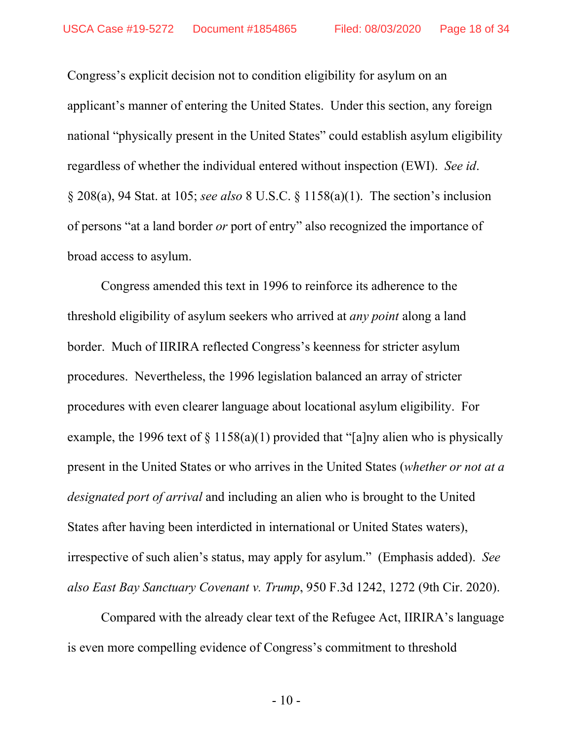Congress's explicit decision not to condition eligibility for asylum on an applicant's manner of entering the United States. Under this section, any foreign national "physically present in the United States" could establish asylum eligibility regardless of whether the individual entered without inspection (EWI). *See id.* § 208(a), 94 Stat. at 105; *see also* 8 U.S.C. § 1158(a)(1). The section's inclusion of persons "at a land border *or* port of entry" also recognized the importance of broad access to asylum.

Congress amended this text in 1996 to reinforce its adherence to the threshold eligibility of asylum seekers who arrived at *any point* along a land border. Much of IIRIRA reflected Congress's keenness for stricter asylum procedures. Nevertheless, the 1996 legislation balanced an array of stricter procedures with even clearer language about locational asylum eligibility. For example, the 1996 text of § 1158(a)(1) provided that "[a]ny alien who is physically present in the United States or who arrives in the United States (*whether or not at a designated port of arrival* and including an alien who is brought to the United States after having been interdicted in international or United States waters), irrespective of such alien's status, may apply for asylum." (Emphasis added). *See also East Bay Sanctuary Covenant v. Trump*, 950 F.3d 1242, 1272 (9th Cir. 2020).

Compared with the already clear text of the Refugee Act, IIRIRA's language is even more compelling evidence of Congress's commitment to threshold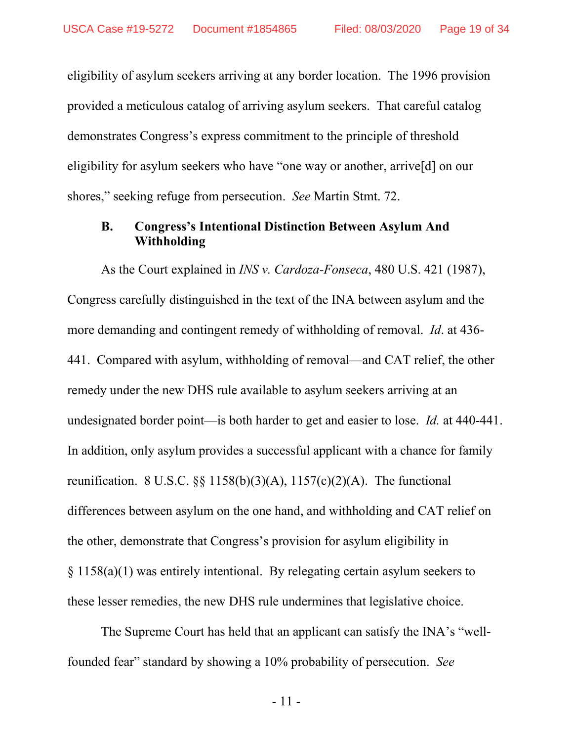eligibility of asylum seekers arriving at any border location. The 1996 provision provided a meticulous catalog of arriving asylum seekers. That careful catalog demonstrates Congress's express commitment to the principle of threshold eligibility for asylum seekers who have "one way or another, arrive[d] on our shores," seeking refuge from persecution. *See* Martin Stmt. 72.

### B. Congress's Intentional Distinction Between Asylum And Withholding

As the Court explained in *INS v. Cardoza-Fonseca*, 480 U.S. 421 (1987), Congress carefully distinguished in the text of the INA between asylum and the more demanding and contingent remedy of withholding of removal. *Id*. at 436-441. Compared with asylum, withholding of removal—and CAT relief, the other remedy under the new DHS rule available to asylum seekers arriving at an undesignated border point—is both harder to get and easier to lose. *Id.* at 440-441. In addition, only asylum provides a successful applicant with a chance for family reunification. 8 U.S.C. §§ 1158(b)(3)(A), 1157(c)(2)(A). The functional differences between asylum on the one hand, and withholding and CAT relief on the other, demonstrate that Congress's provision for asylum eligibility in § 1158(a)(1) was entirely intentional. By relegating certain asylum seekers to these lesser remedies, the new DHS rule undermines that legislative choice.

The Supreme Court has held that an applicant can satisfy the INA's "well-founded fear" standard by showing a 10% probability of persecution. *See*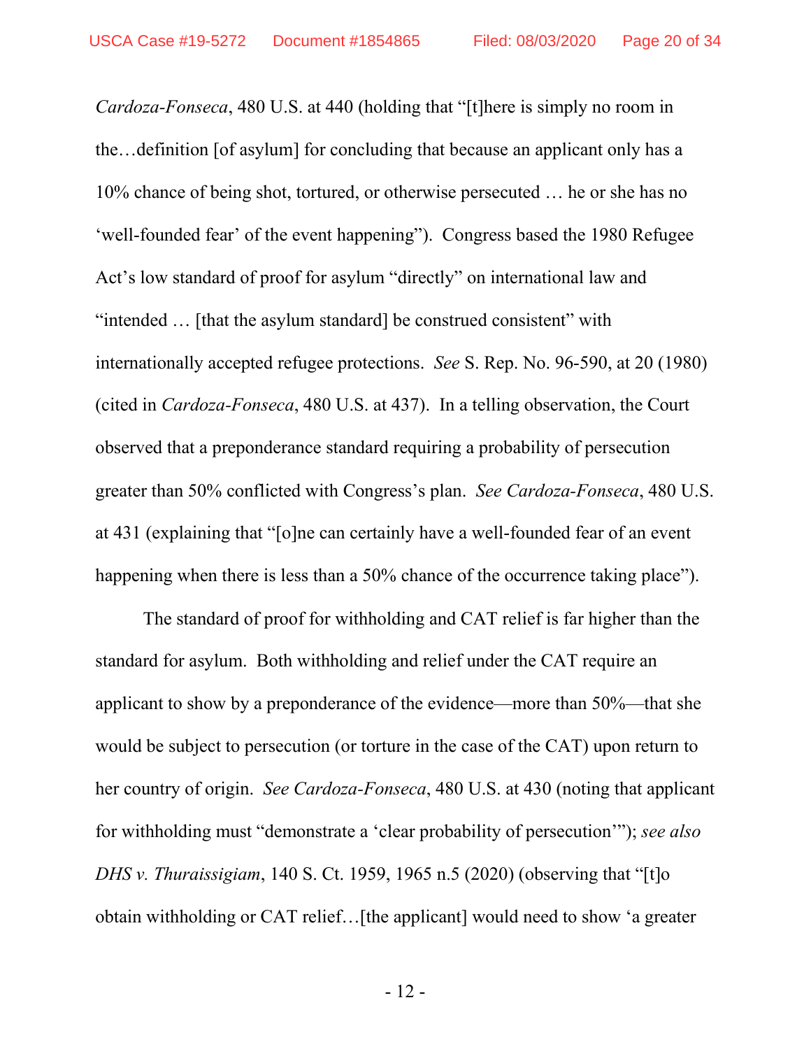*Cardoza-Fonseca*, 480 U.S. at 440 (holding that "[t]here is simply no room in the…definition [of asylum] for concluding that because an applicant only has a 10% chance of being shot, tortured, or otherwise persecuted … he or she has no 'well-founded fear' of the event happening"). Congress based the 1980 Refugee Act's low standard of proof for asylum "directly" on international law and "intended … [that the asylum standard] be construed consistent" with internationally accepted refugee protections. *See* S. Rep. No. 96-590, at 20 (1980) (cited in *Cardoza-Fonseca*, 480 U.S. at 437). In a telling observation, the Court observed that a preponderance standard requiring a probability of persecution greater than 50% conflicted with Congress's plan. *See Cardoza-Fonseca*, 480 U.S. at 431 (explaining that "[o]ne can certainly have a well-founded fear of an event happening when there is less than a 50% chance of the occurrence taking place").

The standard of proof for withholding and CAT relief is far higher than the standard for asylum. Both withholding and relief under the CAT require an applicant to show by a preponderance of the evidence—more than 50%—that she would be subject to persecution (or torture in the case of the CAT) upon return to her country of origin. *See Cardoza-Fonseca*, 480 U.S. at 430 (noting that applicant for withholding must "demonstrate a 'clear probability of persecution'"); *see also DHS v. Thuraissigiam*, 140 S. Ct. 1959, 1965 n.5 (2020) (observing that "[t]o obtain withholding or CAT relief…[the applicant] would need to show 'a greater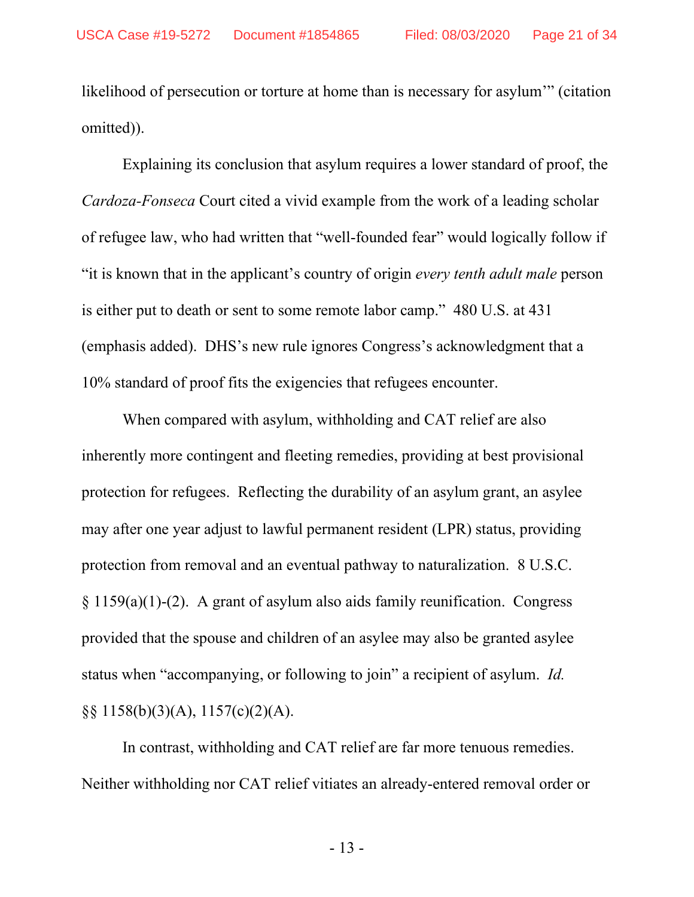likelihood of persecution or torture at home than is necessary for asylum'" (citation omitted)).

Explaining its conclusion that asylum requires a lower standard of proof, the *Cardoza-Fonseca* Court cited a vivid example from the work of a leading scholar of refugee law, who had written that "well-founded fear" would logically follow if "it is known that in the applicant's country of origin *every tenth adult male* person is either put to death or sent to some remote labor camp." 480 U.S. at 431 (emphasis added). DHS's new rule ignores Congress's acknowledgment that a 10% standard of proof fits the exigencies that refugees encounter.

When compared with asylum, withholding and CAT relief are also inherently more contingent and fleeting remedies, providing at best provisional protection for refugees. Reflecting the durability of an asylum grant, an asylee may after one year adjust to lawful permanent resident (LPR) status, providing protection from removal and an eventual pathway to naturalization. 8 U.S.C. § 1159(a)(1)-(2). A grant of asylum also aids family reunification. Congress provided that the spouse and children of an asylee may also be granted asylee status when "accompanying, or following to join" a recipient of asylum. *Id.* §§ 1158(b)(3)(A), 1157(c)(2)(A).

In contrast, withholding and CAT relief are far more tenuous remedies. Neither withholding nor CAT relief vitiates an already-entered removal order or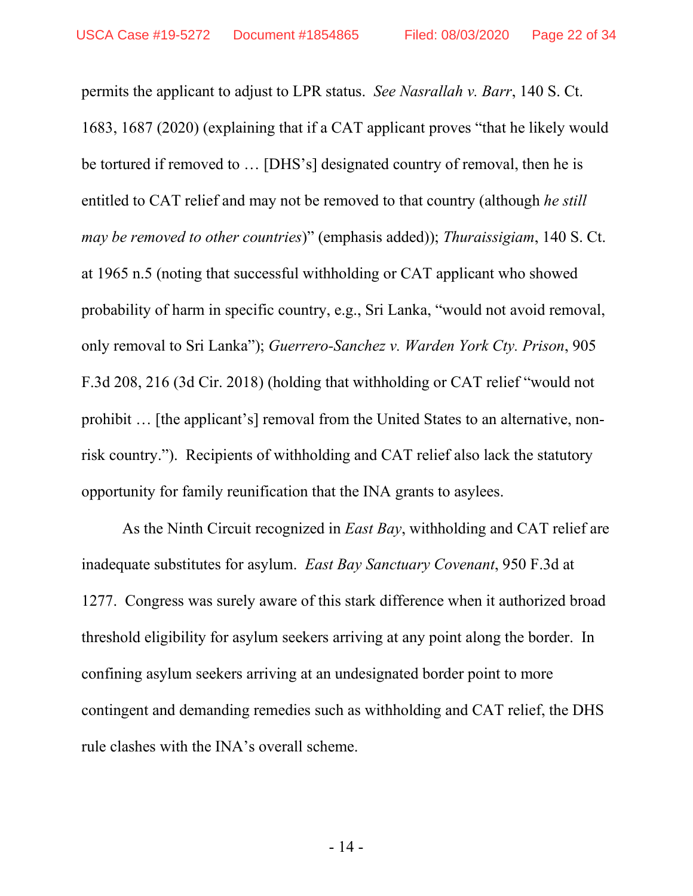permits the applicant to adjust to LPR status. *See Nasrallah v. Barr*, 140 S. Ct. 1683, 1687 (2020) (explaining that if a CAT applicant proves "that he likely would be tortured if removed to … [DHS's] designated country of removal, then he is entitled to CAT relief and may not be removed to that country (although *he still may be removed to other countries*)" (emphasis added)); *Thuraissigiam*, 140 S. Ct. at 1965 n.5 (noting that successful withholding or CAT applicant who showed probability of harm in specific country, e.g., Sri Lanka, "would not avoid removal, only removal to Sri Lanka"); *Guerrero-Sanchez v. Warden York Cty. Prison*, 905 F.3d 208, 216 (3d Cir. 2018) (holding that withholding or CAT relief "would not prohibit … [the applicant's] removal from the United States to an alternative, non-risk country."). Recipients of withholding and CAT relief also lack the statutory opportunity for family reunification that the INA grants to asylees.

As the Ninth Circuit recognized in *East Bay*, withholding and CAT relief are inadequate substitutes for asylum. *East Bay Sanctuary Covenant*, 950 F.3d at 1277. Congress was surely aware of this stark difference when it authorized broad threshold eligibility for asylum seekers arriving at any point along the border. In confining asylum seekers arriving at an undesignated border point to more contingent and demanding remedies such as withholding and CAT relief, the DHS rule clashes with the INA's overall scheme.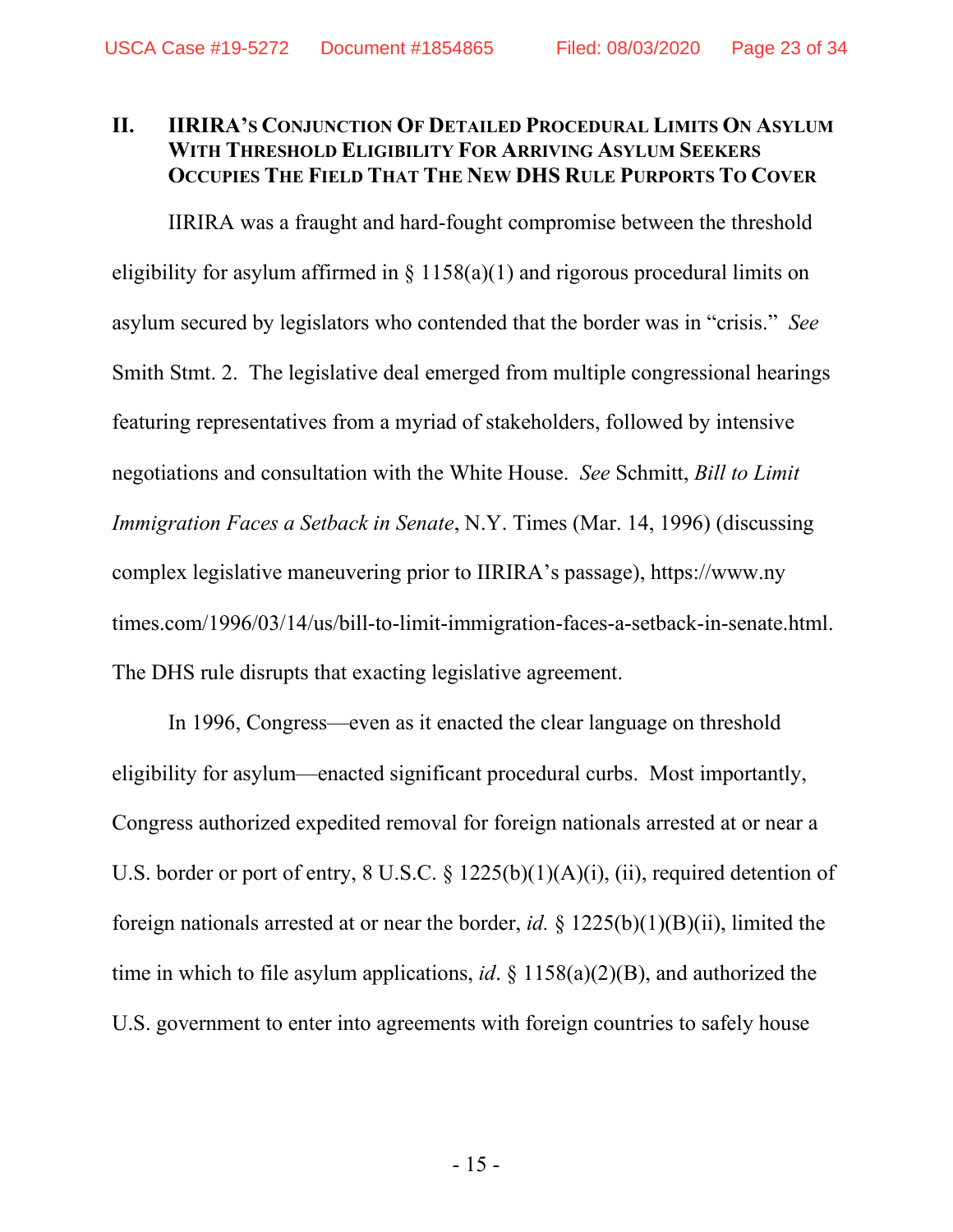## II. IIRIRA'S CONJUNCTION OF DETAILED PROCEDURAL LIMITS ON ASYLUM WITH THRESHOLD ELIGIBILITY FOR ARRIVING ASYLUM SEEKERS OCCUPIES THE FIELD THAT THE NEW DHS RULE PURPORTS TO COVER

IIRIRA was a fraught and hard-fought compromise between the threshold eligibility for asylum affirmed in § 1158(a)(1) and rigorous procedural limits on asylum secured by legislators who contended that the border was in "crisis." *See* Smith Stmt. 2. The legislative deal emerged from multiple congressional hearings featuring representatives from a myriad of stakeholders, followed by intensive negotiations and consultation with the White House. *See* Schmitt, *Bill to Limit Immigration Faces a Setback in Senate*, N.Y. Times (Mar. 14, 1996) (discussing complex legislative maneuvering prior to IIRIRA's passage), https://www.nytimes.com/1996/03/14/us/bill-to-limit-immigration-faces-a-setback-in-senate.html. The DHS rule disrupts that exacting legislative agreement.

In 1996, Congress—even as it enacted the clear language on threshold eligibility for asylum—enacted significant procedural curbs. Most importantly, Congress authorized expedited removal for foreign nationals arrested at or near a U.S. border or port of entry, 8 U.S.C. § 1225(b)(1)(A)(i), (ii), required detention of foreign nationals arrested at or near the border, *id.* § 1225(b)(1)(B)(ii), limited the time in which to file asylum applications, *id*. § 1158(a)(2)(B), and authorized the U.S. government to enter into agreements with foreign countries to safely house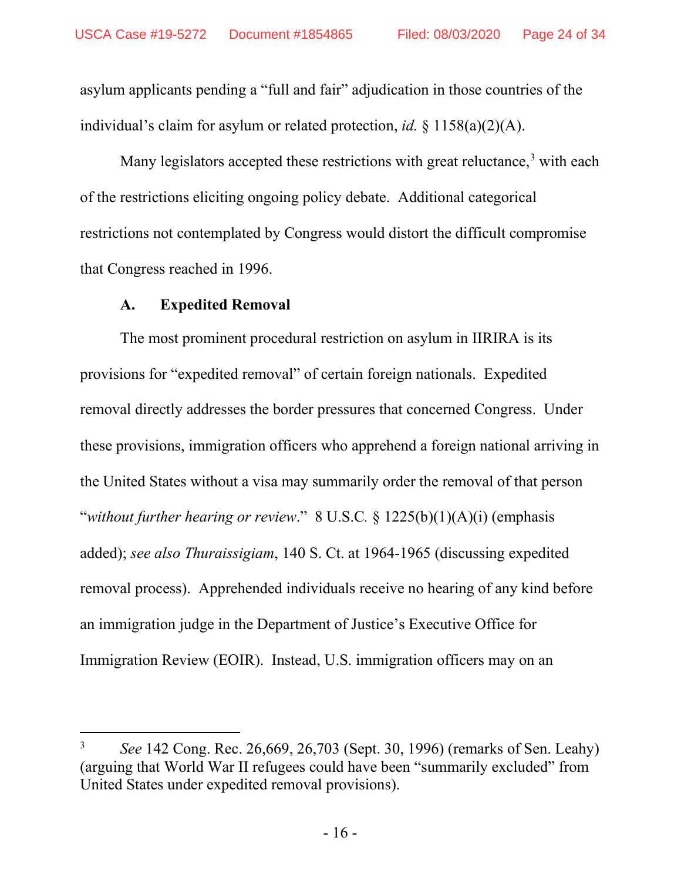asylum applicants pending a "full and fair" adjudication in those countries of the individual's claim for asylum or related protection, *id.* § 1158(a)(2)(A).

Many legislators accepted these restrictions with great reluctance,[3] with each of the restrictions eliciting ongoing policy debate. Additional categorical restrictions not contemplated by Congress would distort the difficult compromise that Congress reached in 1996.

### A. Expedited Removal

The most prominent procedural restriction on asylum in IIRIRA is its provisions for "expedited removal" of certain foreign nationals. Expedited removal directly addresses the border pressures that concerned Congress. Under these provisions, immigration officers who apprehend a foreign national arriving in the United States without a visa may summarily order the removal of that person "*without further hearing or review*." 8 U.S.C. § 1225(b)(1)(A)(i) (emphasis added); *see also Thuraissigiam*, 140 S. Ct. at 1964-1965 (discussing expedited removal process). Apprehended individuals receive no hearing of any kind before an immigration judge in the Department of Justice's Executive Office for Immigration Review (EOIR). Instead, U.S. immigration officers may on an

---

[3] *See* 142 Cong. Rec. 26,669, 26,703 (Sept. 30, 1996) (remarks of Sen. Leahy) (arguing that World War II refugees could have been "summarily excluded" from United States under expedited removal provisions).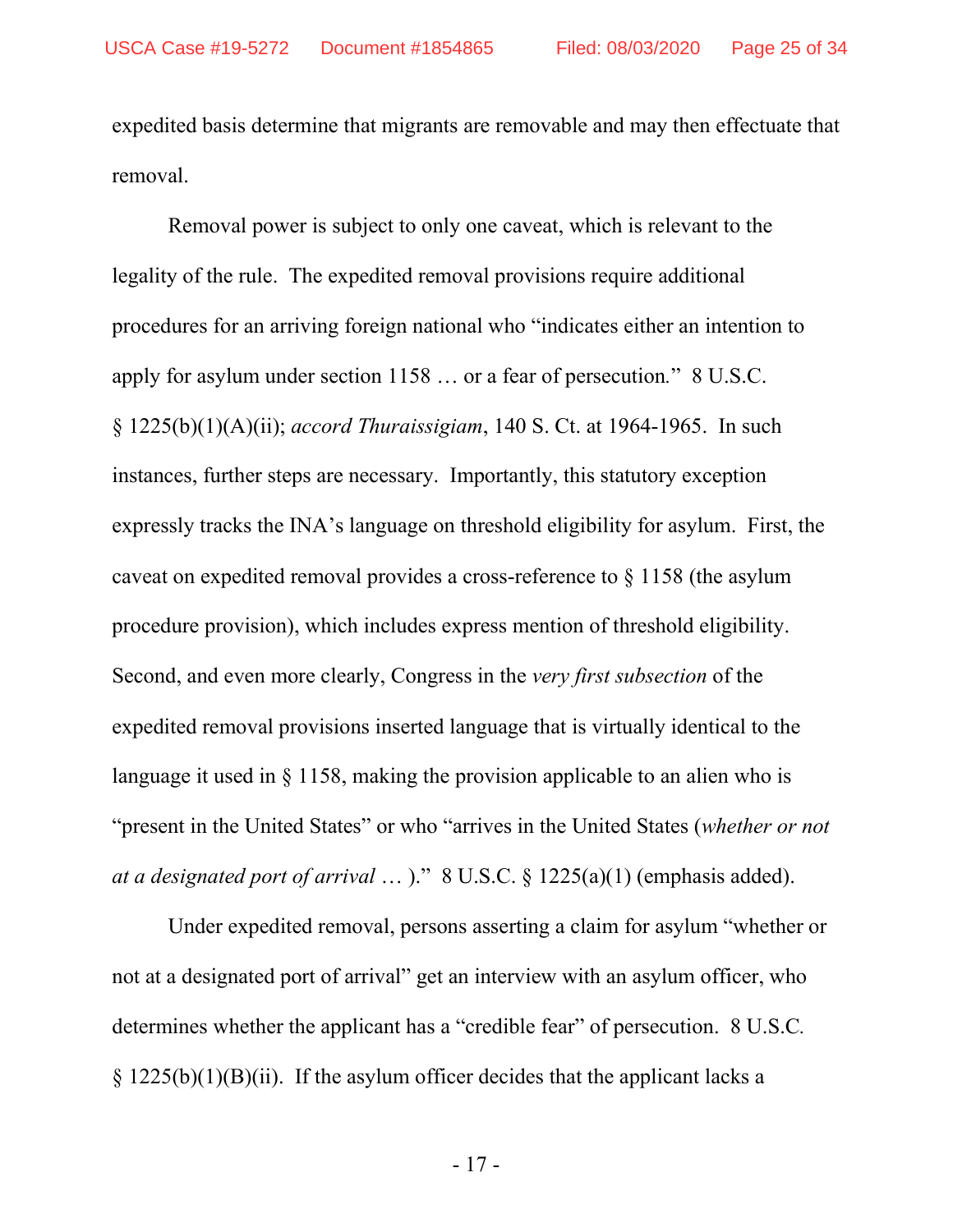expedited basis determine that migrants are removable and may then effectuate that removal.

Removal power is subject to only one caveat, which is relevant to the legality of the rule. The expedited removal provisions require additional procedures for an arriving foreign national who "indicates either an intention to apply for asylum under section 1158 … or a fear of persecution." 8 U.S.C. § 1225(b)(1)(A)(ii); *accord Thuraissigiam*, 140 S. Ct. at 1964-1965. In such instances, further steps are necessary. Importantly, this statutory exception expressly tracks the INA's language on threshold eligibility for asylum. First, the caveat on expedited removal provides a cross-reference to § 1158 (the asylum procedure provision), which includes express mention of threshold eligibility. Second, and even more clearly, Congress in the *very first subsection* of the expedited removal provisions inserted language that is virtually identical to the language it used in § 1158, making the provision applicable to an alien who is "present in the United States" or who "arrives in the United States (*whether or not at a designated port of arrival* … )." 8 U.S.C. § 1225(a)(1) (emphasis added).

Under expedited removal, persons asserting a claim for asylum "whether or not at a designated port of arrival" get an interview with an asylum officer, who determines whether the applicant has a "credible fear" of persecution. 8 U.S.C. § 1225(b)(1)(B)(ii). If the asylum officer decides that the applicant lacks a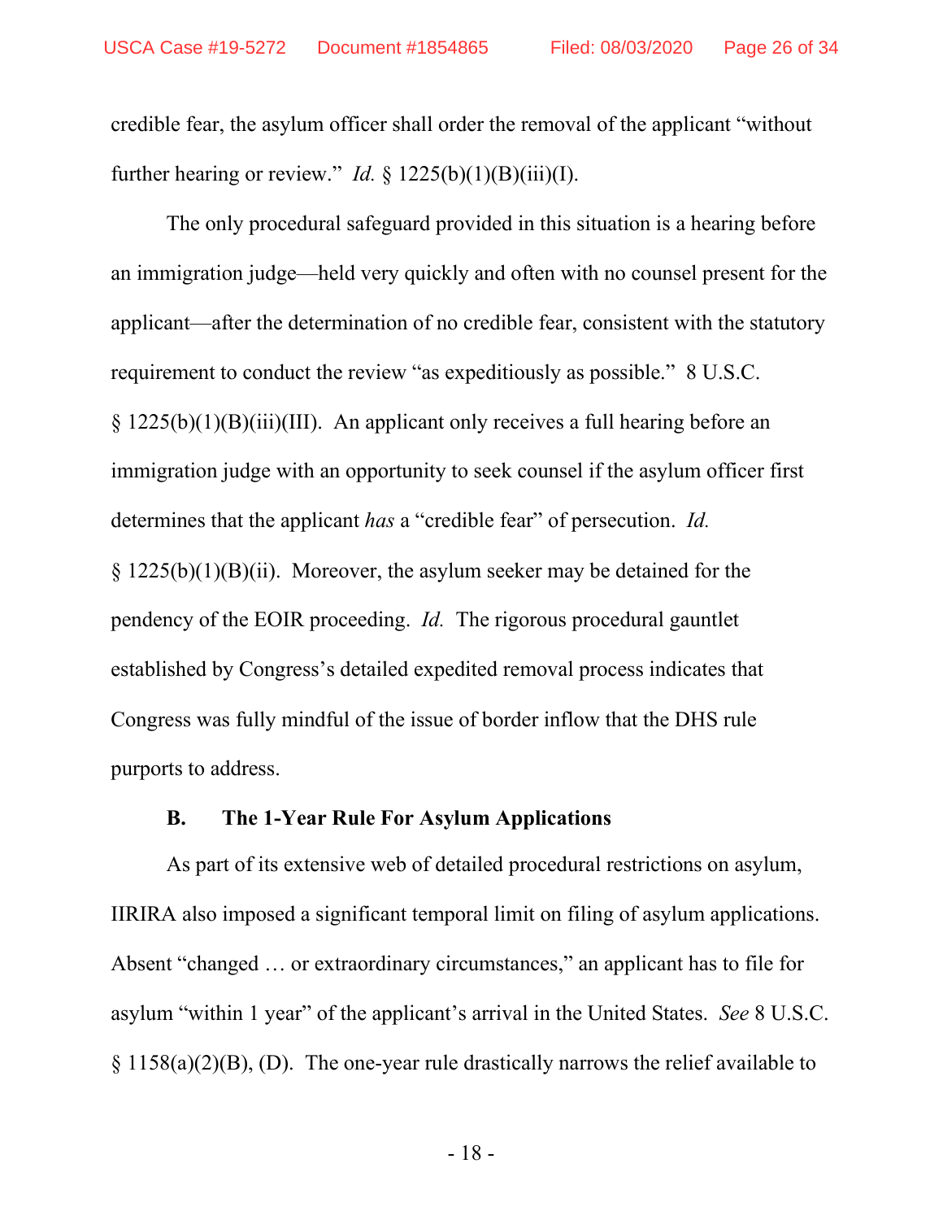credible fear, the asylum officer shall order the removal of the applicant "without further hearing or review." *Id.* § 1225(b)(1)(B)(iii)(I).

The only procedural safeguard provided in this situation is a hearing before an immigration judge—held very quickly and often with no counsel present for the applicant—after the determination of no credible fear, consistent with the statutory requirement to conduct the review "as expeditiously as possible." 8 U.S.C. § 1225(b)(1)(B)(iii)(III). An applicant only receives a full hearing before an immigration judge with an opportunity to seek counsel if the asylum officer first determines that the applicant *has* a "credible fear" of persecution. *Id.* § 1225(b)(1)(B)(ii). Moreover, the asylum seeker may be detained for the pendency of the EOIR proceeding. *Id.* The rigorous procedural gauntlet established by Congress's detailed expedited removal process indicates that Congress was fully mindful of the issue of border inflow that the DHS rule purports to address.

### B. The 1-Year Rule For Asylum Applications

As part of its extensive web of detailed procedural restrictions on asylum, IIRIRA also imposed a significant temporal limit on filing of asylum applications. Absent "changed … or extraordinary circumstances," an applicant has to file for asylum "within 1 year" of the applicant's arrival in the United States. *See* 8 U.S.C. § 1158(a)(2)(B), (D). The one-year rule drastically narrows the relief available to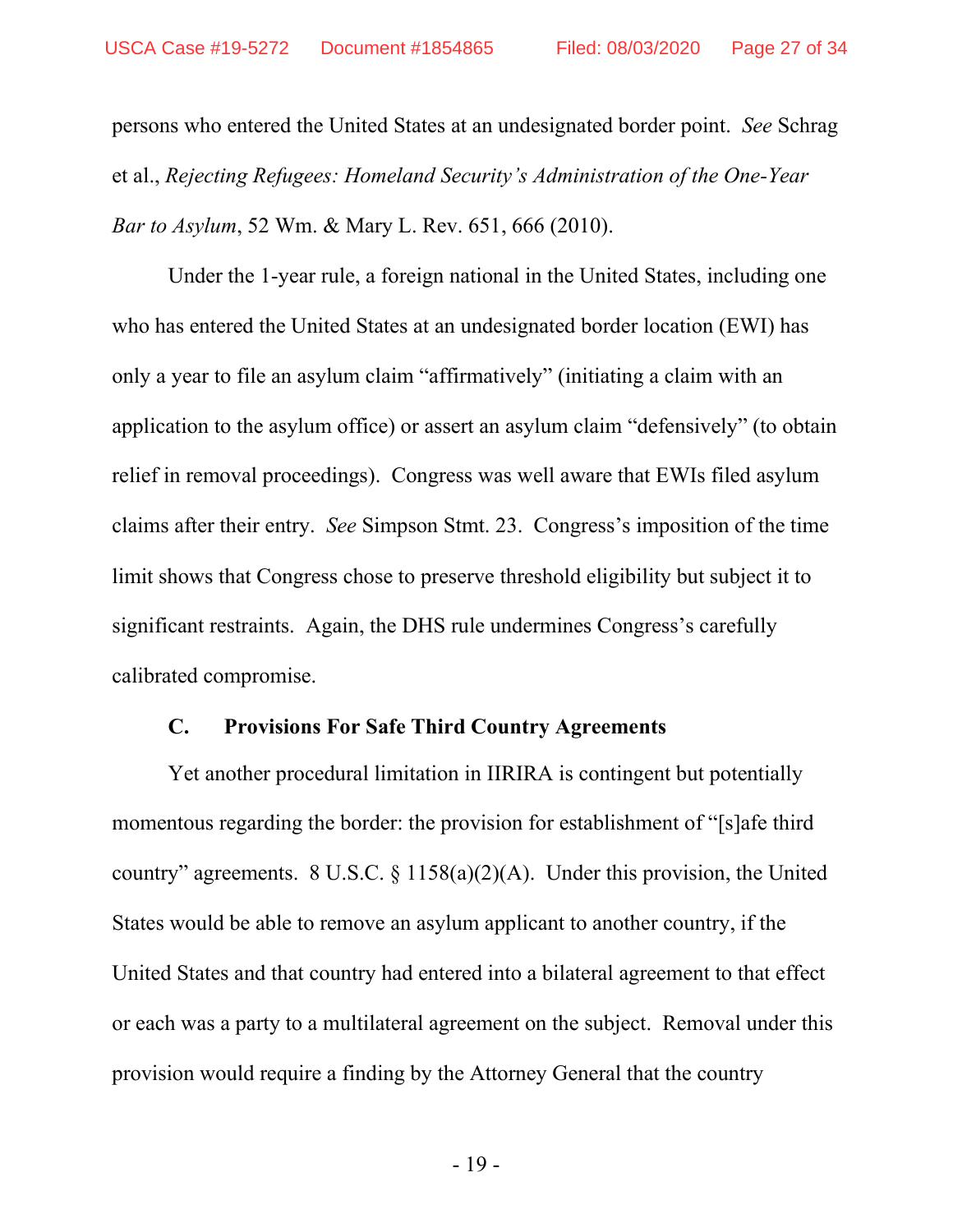persons who entered the United States at an undesignated border point. *See* Schrag et al., *Rejecting Refugees: Homeland Security's Administration of the One-Year Bar to Asylum*, 52 Wm. & Mary L. Rev. 651, 666 (2010).

Under the 1-year rule, a foreign national in the United States, including one who has entered the United States at an undesignated border location (EWI) has only a year to file an asylum claim "affirmatively" (initiating a claim with an application to the asylum office) or assert an asylum claim "defensively" (to obtain relief in removal proceedings). Congress was well aware that EWIs filed asylum claims after their entry. *See* Simpson Stmt. 23. Congress's imposition of the time limit shows that Congress chose to preserve threshold eligibility but subject it to significant restraints. Again, the DHS rule undermines Congress's carefully calibrated compromise.

### C. Provisions For Safe Third Country Agreements

Yet another procedural limitation in IIRIRA is contingent but potentially momentous regarding the border: the provision for establishment of "[s]afe third country" agreements. 8 U.S.C. § 1158(a)(2)(A). Under this provision, the United States would be able to remove an asylum applicant to another country, if the United States and that country had entered into a bilateral agreement to that effect or each was a party to a multilateral agreement on the subject. Removal under this provision would require a finding by the Attorney General that the country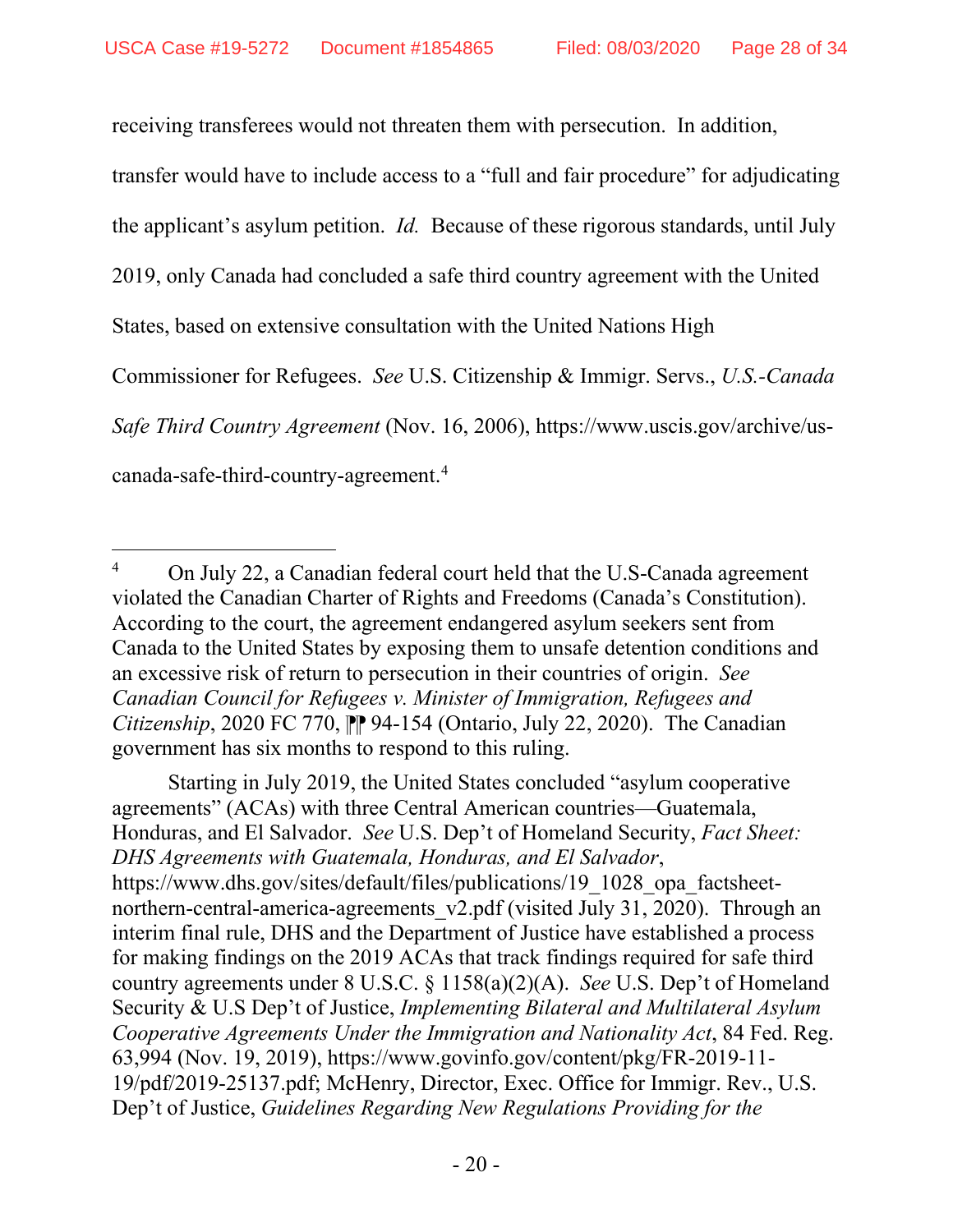receiving transferees would not threaten them with persecution. In addition, transfer would have to include access to a "full and fair procedure" for adjudicating the applicant's asylum petition. *Id.* Because of these rigorous standards, until July 2019, only Canada had concluded a safe third country agreement with the United States, based on extensive consultation with the United Nations High Commissioner for Refugees. *See* U.S. Citizenship & Immigr. Servs., *U.S.-Canada Safe Third Country Agreement* (Nov. 16, 2006), https://www.uscis.gov/archive/us-canada-safe-third-country-agreement.[4]

---

[4] On July 22, a Canadian federal court held that the U.S-Canada agreement violated the Canadian Charter of Rights and Freedoms (Canada's Constitution). According to the court, the agreement endangered asylum seekers sent from Canada to the United States by exposing them to unsafe detention conditions and an excessive risk of return to persecution in their countries of origin. *See Canadian Council for Refugees v. Minister of Immigration, Refugees and Citizenship*, 2020 FC 770, ¶¶ 94-154 (Ontario, July 22, 2020). The Canadian government has six months to respond to this ruling.

Starting in July 2019, the United States concluded "asylum cooperative agreements" (ACAs) with three Central American countries—Guatemala, Honduras, and El Salvador. *See* U.S. Dep't of Homeland Security, *Fact Sheet: DHS Agreements with Guatemala, Honduras, and El Salvador*, https://www.dhs.gov/sites/default/files/publications/19_1028_opa_factsheet-northern-central-america-agreements_v2.pdf (visited July 31, 2020). Through an interim final rule, DHS and the Department of Justice have established a process for making findings on the 2019 ACAs that track findings required for safe third country agreements under 8 U.S.C. § 1158(a)(2)(A). *See* U.S. Dep't of Homeland Security & U.S Dep't of Justice, *Implementing Bilateral and Multilateral Asylum Cooperative Agreements Under the Immigration and Nationality Act*, 84 Fed. Reg. 63,994 (Nov. 19, 2019), https://www.govinfo.gov/content/pkg/FR-2019-11-19/pdf/2019-25137.pdf; McHenry, Director, Exec. Office for Immigr. Rev., U.S. Dep't of Justice, *Guidelines Regarding New Regulations Providing for the*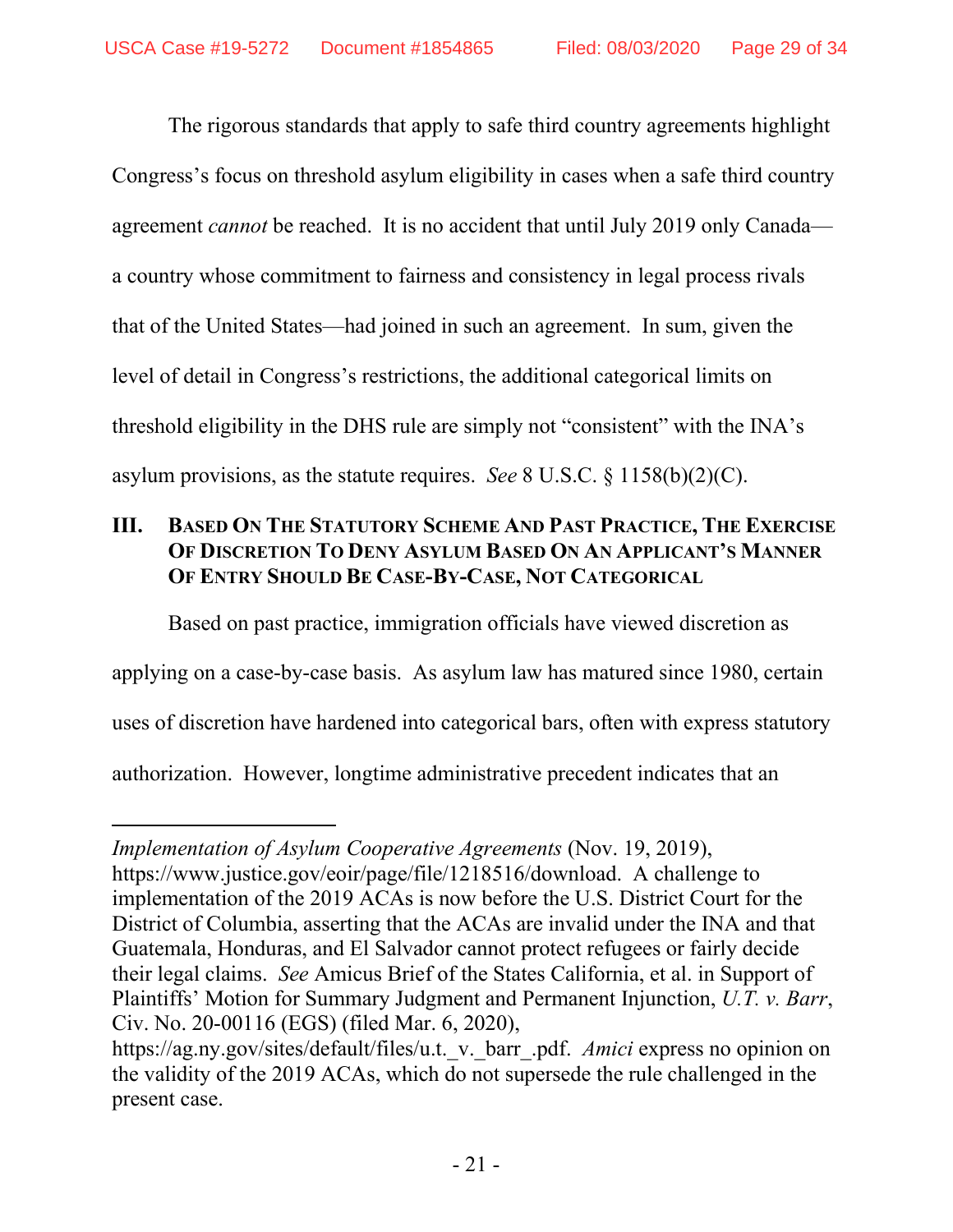The rigorous standards that apply to safe third country agreements highlight Congress's focus on threshold asylum eligibility in cases when a safe third country agreement *cannot* be reached. It is no accident that until July 2019 only Canada—a country whose commitment to fairness and consistency in legal process rivals that of the United States—had joined in such an agreement. In sum, given the level of detail in Congress's restrictions, the additional categorical limits on threshold eligibility in the DHS rule are simply not "consistent" with the INA's asylum provisions, as the statute requires. *See* 8 U.S.C. § 1158(b)(2)(C).

## III. Based On The Statutory Scheme And Past Practice, The Exercise Of Discretion To Deny Asylum Based On An Applicant's Manner Of Entry Should Be Case-By-Case, Not Categorical

Based on past practice, immigration officials have viewed discretion as applying on a case-by-case basis. As asylum law has matured since 1980, certain uses of discretion have hardened into categorical bars, often with express statutory authorization. However, longtime administrative precedent indicates that an

---

*Implementation of Asylum Cooperative Agreements* (Nov. 19, 2019), https://www.justice.gov/eoir/page/file/1218516/download. A challenge to implementation of the 2019 ACAs is now before the U.S. District Court for the District of Columbia, asserting that the ACAs are invalid under the INA and that Guatemala, Honduras, and El Salvador cannot protect refugees or fairly decide their legal claims. *See* Amicus Brief of the States California, et al. in Support of Plaintiffs' Motion for Summary Judgment and Permanent Injunction, *U.T. v. Barr*, Civ. No. 20-00116 (EGS) (filed Mar. 6, 2020), https://ag.ny.gov/sites/default/files/u.t._v._barr_.pdf. *Amici* express no opinion on the validity of the 2019 ACAs, which do not supersede the rule challenged in the present case.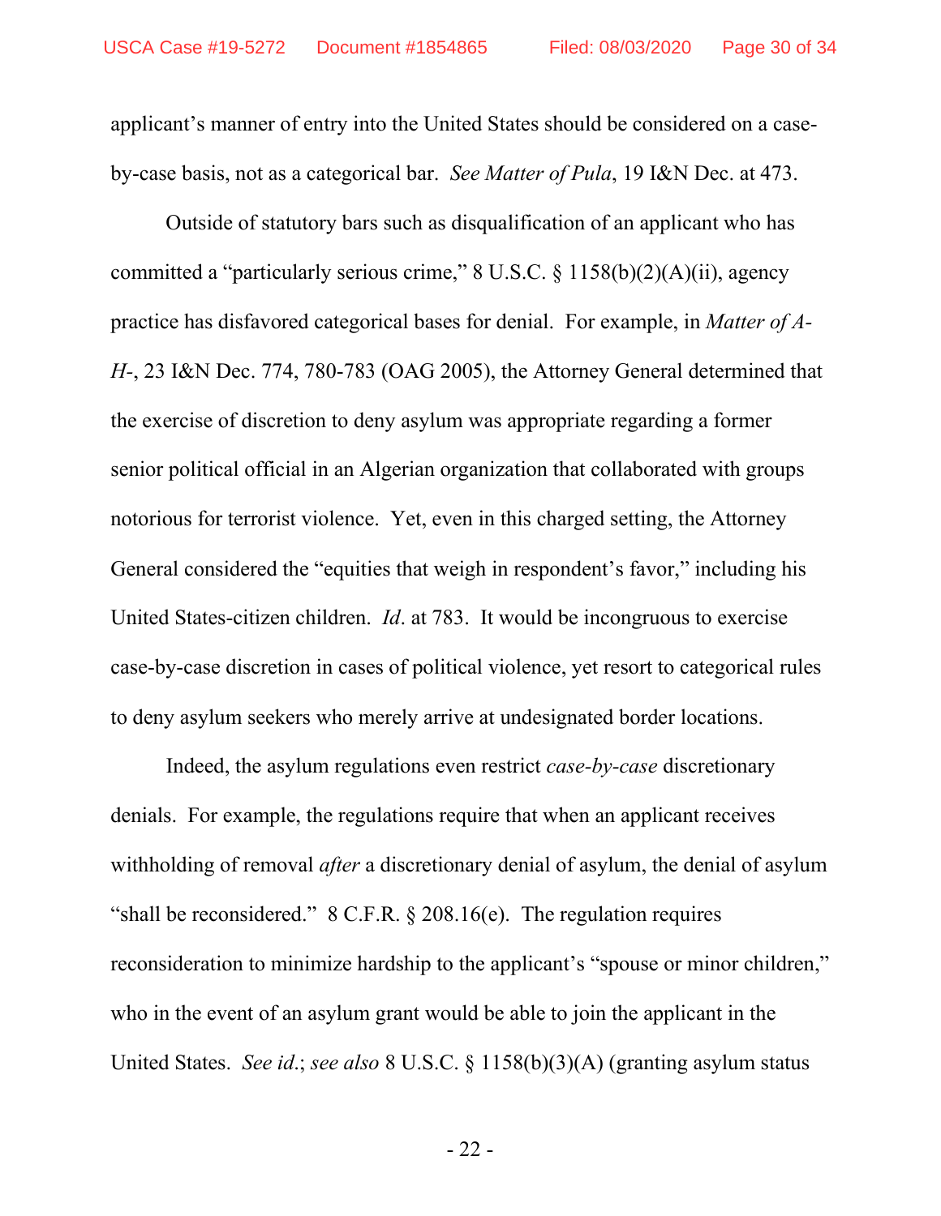applicant's manner of entry into the United States should be considered on a case-by-case basis, not as a categorical bar. *See Matter of Pula*, 19 I&N Dec. at 473.

Outside of statutory bars such as disqualification of an applicant who has committed a "particularly serious crime," 8 U.S.C. § 1158(b)(2)(A)(ii), agency practice has disfavored categorical bases for denial. For example, in *Matter of A-H-*, 23 I&N Dec. 774, 780-783 (OAG 2005), the Attorney General determined that the exercise of discretion to deny asylum was appropriate regarding a former senior political official in an Algerian organization that collaborated with groups notorious for terrorist violence. Yet, even in this charged setting, the Attorney General considered the "equities that weigh in respondent's favor," including his United States-citizen children. *Id*. at 783. It would be incongruous to exercise case-by-case discretion in cases of political violence, yet resort to categorical rules to deny asylum seekers who merely arrive at undesignated border locations.

Indeed, the asylum regulations even restrict *case-by-case* discretionary denials. For example, the regulations require that when an applicant receives withholding of removal *after* a discretionary denial of asylum, the denial of asylum "shall be reconsidered." 8 C.F.R. § 208.16(e). The regulation requires reconsideration to minimize hardship to the applicant's "spouse or minor children," who in the event of an asylum grant would be able to join the applicant in the United States. *See id*.; *see also* 8 U.S.C. § 1158(b)(3)(A) (granting asylum status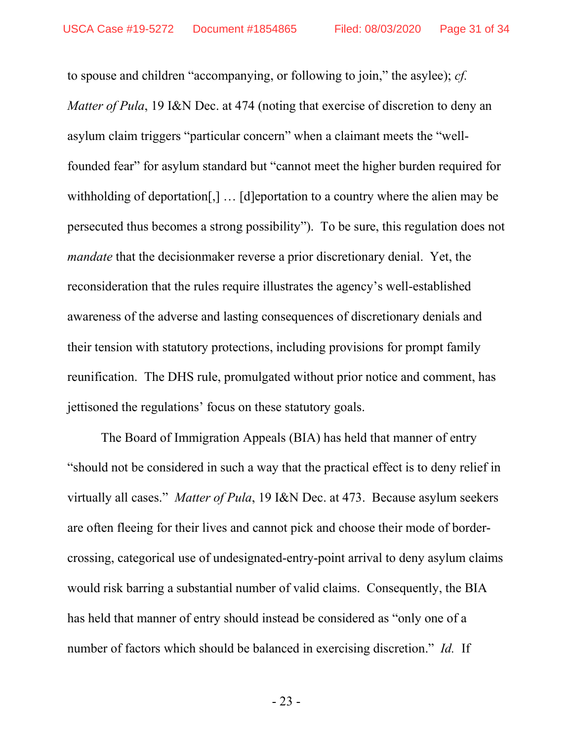to spouse and children "accompanying, or following to join," the asylee); *cf. Matter of Pula*, 19 I&N Dec. at 474 (noting that exercise of discretion to deny an asylum claim triggers "particular concern" when a claimant meets the "well-founded fear" for asylum standard but "cannot meet the higher burden required for withholding of deportation[,] … [d]eportation to a country where the alien may be persecuted thus becomes a strong possibility"). To be sure, this regulation does not *mandate* that the decisionmaker reverse a prior discretionary denial. Yet, the reconsideration that the rules require illustrates the agency's well-established awareness of the adverse and lasting consequences of discretionary denials and their tension with statutory protections, including provisions for prompt family reunification. The DHS rule, promulgated without prior notice and comment, has jettisoned the regulations' focus on these statutory goals.

The Board of Immigration Appeals (BIA) has held that manner of entry "should not be considered in such a way that the practical effect is to deny relief in virtually all cases." *Matter of Pula*, 19 I&N Dec. at 473. Because asylum seekers are often fleeing for their lives and cannot pick and choose their mode of border-crossing, categorical use of undesignated-entry-point arrival to deny asylum claims would risk barring a substantial number of valid claims. Consequently, the BIA has held that manner of entry should instead be considered as "only one of a number of factors which should be balanced in exercising discretion." *Id.* If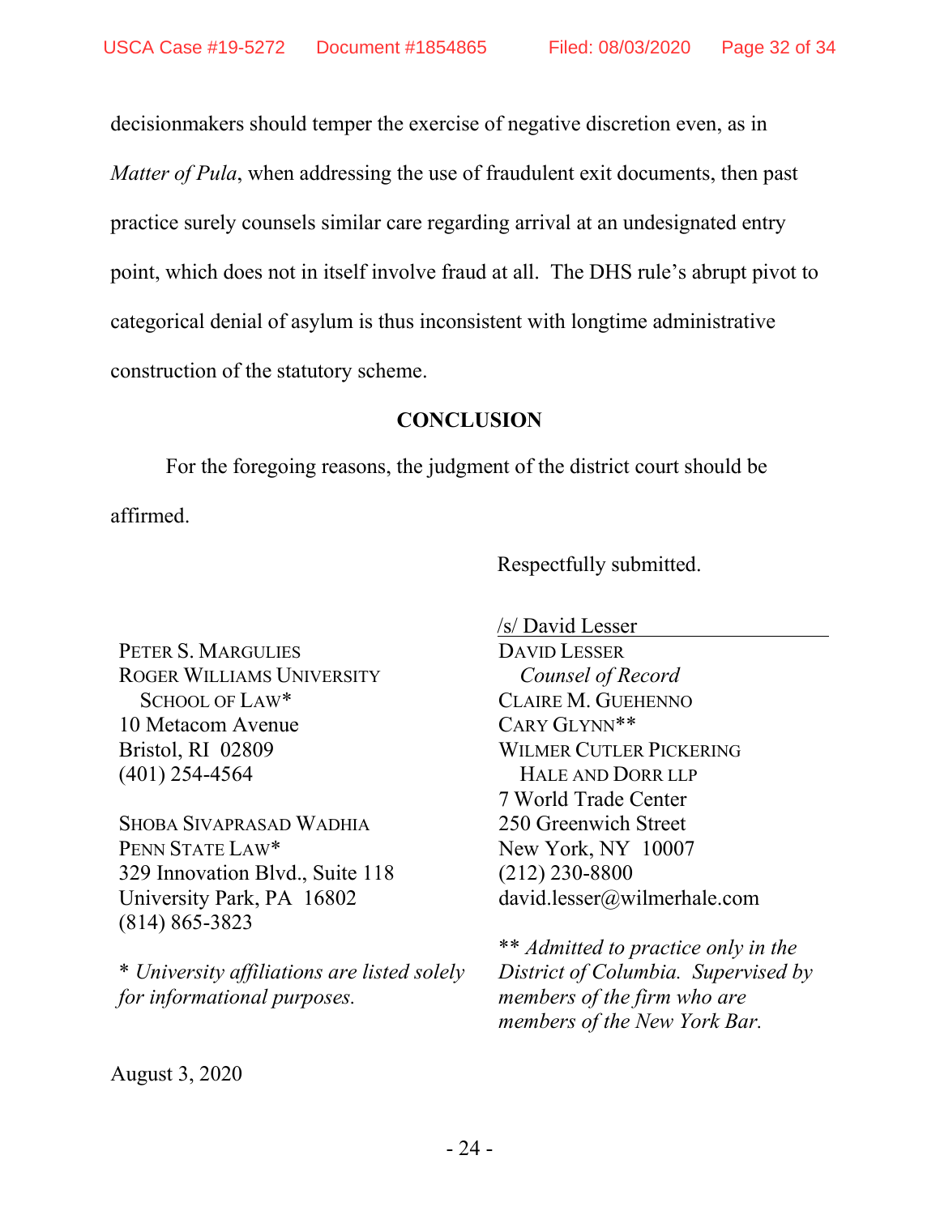decisionmakers should temper the exercise of negative discretion even, as in *Matter of Pula*, when addressing the use of fraudulent exit documents, then past practice surely counsels similar care regarding arrival at an undesignated entry point, which does not in itself involve fraud at all. The DHS rule's abrupt pivot to categorical denial of asylum is thus inconsistent with longtime administrative construction of the statutory scheme.

## CONCLUSION

For the foregoing reasons, the judgment of the district court should be affirmed.

Respectfully submitted.

/s/ David Lesser

DAVID LESSER
*Counsel of Record*
CLAIRE M. GUEHENNO
CARY GLYNN**
WILMER CUTLER PICKERING HALE AND DORR LLP
7 World Trade Center
250 Greenwich Street
New York, NY 10007
(212) 230-8800
david.lesser@wilmerhale.com

** *Admitted to practice only in the District of Columbia. Supervised by members of the firm who are members of the New York Bar.*

PETER S. MARGULIES
ROGER WILLIAMS UNIVERSITY SCHOOL OF LAW*
10 Metacom Avenue
Bristol, RI 02809
(401) 254-4564

SHOBA SIVAPRASAD WADHIA
PENN STATE LAW*
329 Innovation Blvd., Suite 118
University Park, PA 16802
(814) 865-3823

* *University affiliations are listed solely for informational purposes.*

August 3, 2020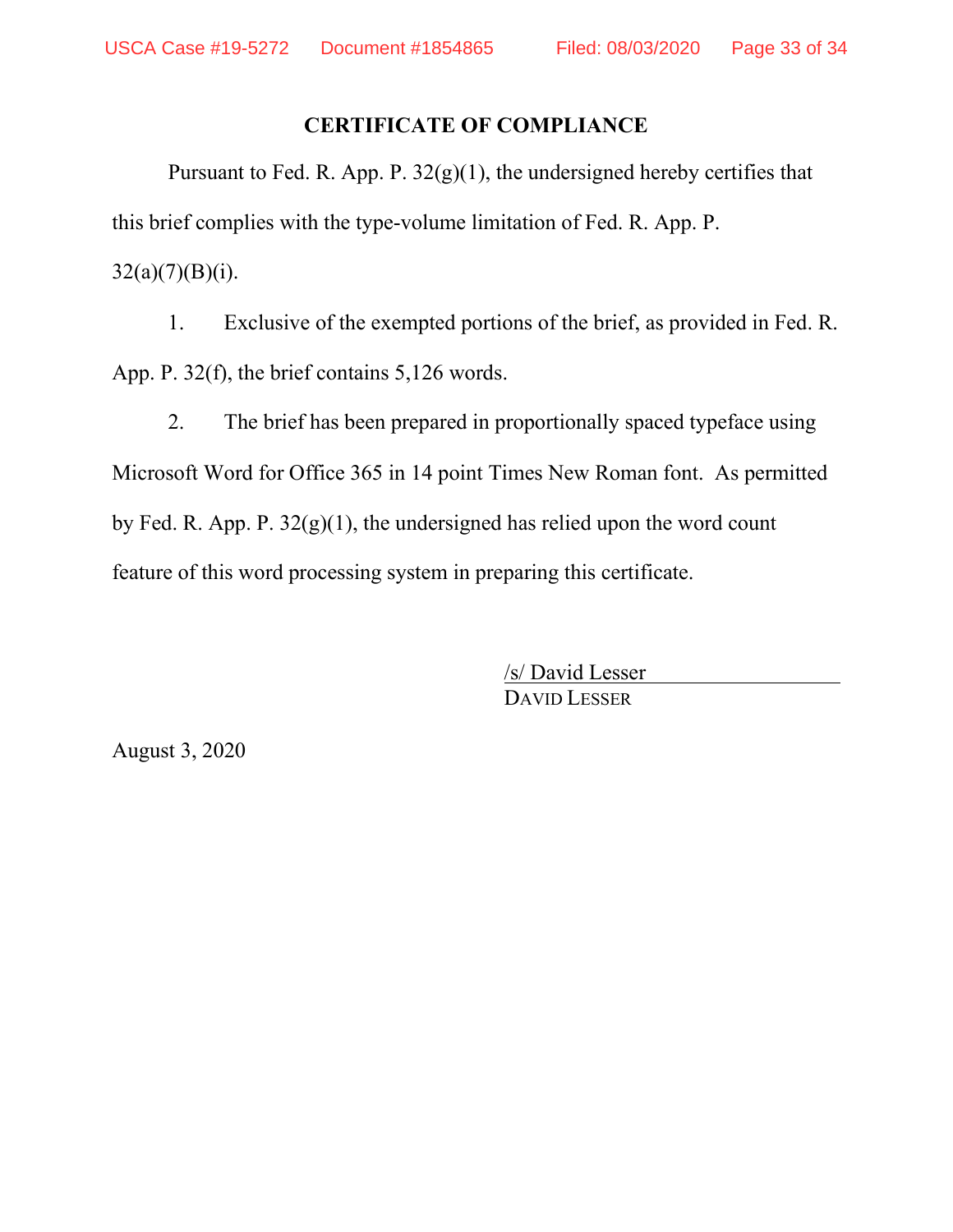## CERTIFICATE OF COMPLIANCE

Pursuant to Fed. R. App. P. 32(g)(1), the undersigned hereby certifies that this brief complies with the type-volume limitation of Fed. R. App. P. 32(a)(7)(B)(i).

1. Exclusive of the exempted portions of the brief, as provided in Fed. R. App. P. 32(f), the brief contains 5,126 words.

2. The brief has been prepared in proportionally spaced typeface using Microsoft Word for Office 365 in 14 point Times New Roman font. As permitted by Fed. R. App. P. 32(g)(1), the undersigned has relied upon the word count feature of this word processing system in preparing this certificate.

/s/ David Lesser
DAVID LESSER

August 3, 2020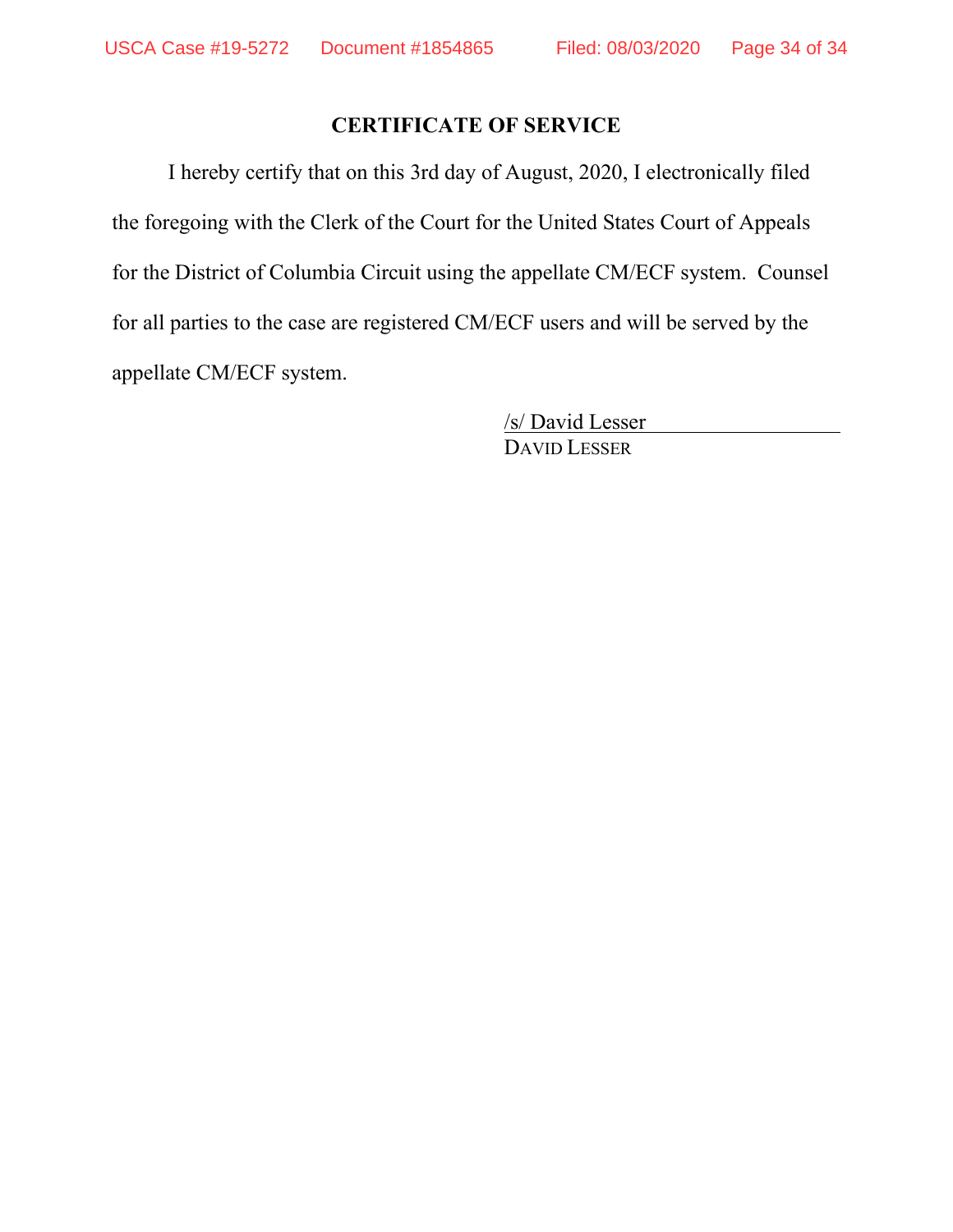## CERTIFICATE OF SERVICE

I hereby certify that on this 3rd day of August, 2020, I electronically filed the foregoing with the Clerk of the Court for the United States Court of Appeals for the District of Columbia Circuit using the appellate CM/ECF system. Counsel for all parties to the case are registered CM/ECF users and will be served by the appellate CM/ECF system.

/s/ David Lesser
DAVID LESSER